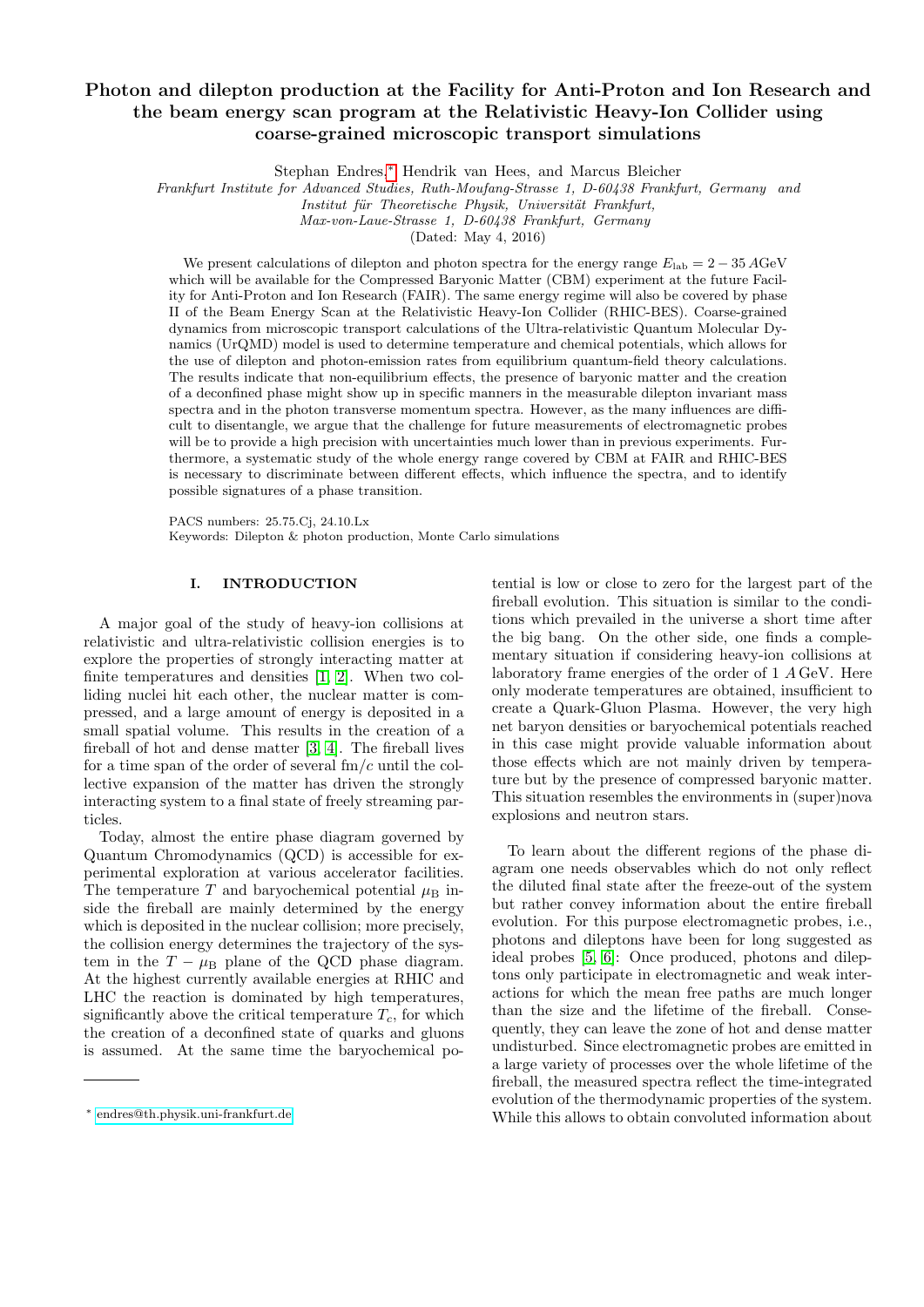# Photon and dilepton production at the Facility for Anti-Proton and Ion Research and the beam energy scan program at the Relativistic Heavy-Ion Collider using coarse-grained microscopic transport simulations

Stephan Endres,[*] Hendrik van Hees, and Marcus Bleicher

*Frankfurt Institute for Advanced Studies, Ruth-Moufang-Strasse 1, D-60438 Frankfurt, Germany and Institut für Theoretische Physik, Universität Frankfurt, Max-von-Laue-Strasse 1, D-60438 Frankfurt, Germany*

(Dated: May 4, 2016)

We present calculations of dilepton and photon spectra for the energy range $E_{\mathrm{lab}} = 2 - 35\,A\mathrm{GeV}$ which will be available for the Compressed Baryonic Matter (CBM) experiment at the future Facility for Anti-Proton and Ion Research (FAIR). The same energy regime will also be covered by phase II of the Beam Energy Scan at the Relativistic Heavy-Ion Collider (RHIC-BES). Coarse-grained dynamics from microscopic transport calculations of the Ultra-relativistic Quantum Molecular Dynamics (UrQMD) model is used to determine temperature and chemical potentials, which allows for the use of dilepton and photon-emission rates from equilibrium quantum-field theory calculations. The results indicate that non-equilibrium effects, the presence of baryonic matter and the creation of a deconfined phase might show up in specific manners in the measurable dilepton invariant mass spectra and in the photon transverse momentum spectra. However, as the many influences are difficult to disentangle, we argue that the challenge for future measurements of electromagnetic probes will be to provide a high precision with uncertainties much lower than in previous experiments. Furthermore, a systematic study of the whole energy range covered by CBM at FAIR and RHIC-BES is necessary to discriminate between different effects, which influence the spectra, and to identify possible signatures of a phase transition.

PACS numbers: 25.75.Cj, 24.10.Lx
Keywords: Dilepton & photon production, Monte Carlo simulations

## I. INTRODUCTION

A major goal of the study of heavy-ion collisions at relativistic and ultra-relativistic collision energies is to explore the properties of strongly interacting matter at finite temperatures and densities [1, 2]. When two colliding nuclei hit each other, the nuclear matter is compressed, and a large amount of energy is deposited in a small spatial volume. This results in the creation of a fireball of hot and dense matter [3, 4]. The fireball lives for a time span of the order of several fm/$c$ until the collective expansion of the matter has driven the strongly interacting system to a final state of freely streaming particles.

Today, almost the entire phase diagram governed by Quantum Chromodynamics (QCD) is accessible for experimental exploration at various accelerator facilities. The temperature $T$ and baryochemical potential $\mu_{\mathrm{B}}$ inside the fireball are mainly determined by the energy which is deposited in the nuclear collision; more precisely, the collision energy determines the trajectory of the system in the $T - \mu_{\mathrm{B}}$ plane of the QCD phase diagram. At the highest currently available energies at RHIC and LHC the reaction is dominated by high temperatures, significantly above the critical temperature $T_c$, for which the creation of a deconfined state of quarks and gluons is assumed. At the same time the baryochemical potential is low or close to zero for the largest part of the fireball evolution. This situation is similar to the conditions which prevailed in the universe a short time after the big bang. On the other side, one finds a complementary situation if considering heavy-ion collisions at laboratory frame energies of the order of 1 $A$GeV. Here only moderate temperatures are obtained, insufficient to create a Quark-Gluon Plasma. However, the very high net baryon densities or baryochemical potentials reached in this case might provide valuable information about those effects which are not mainly driven by temperature but by the presence of compressed baryonic matter. This situation resembles the environments in (super)nova explosions and neutron stars.

To learn about the different regions of the phase diagram one needs observables which do not only reflect the diluted final state after the freeze-out of the system but rather convey information about the entire fireball evolution. For this purpose electromagnetic probes, i.e., photons and dileptons have been for long suggested as ideal probes [5, 6]: Once produced, photons and dileptons only participate in electromagnetic and weak interactions for which the mean free paths are much longer than the size and the lifetime of the fireball. Consequently, they can leave the zone of hot and dense matter undisturbed. Since electromagnetic probes are emitted in a large variety of processes over the whole lifetime of the fireball, the measured spectra reflect the time-integrated evolution of the thermodynamic properties of the system. While this allows to obtain convoluted information about

[*] endres@th.physik.uni-frankfurt.de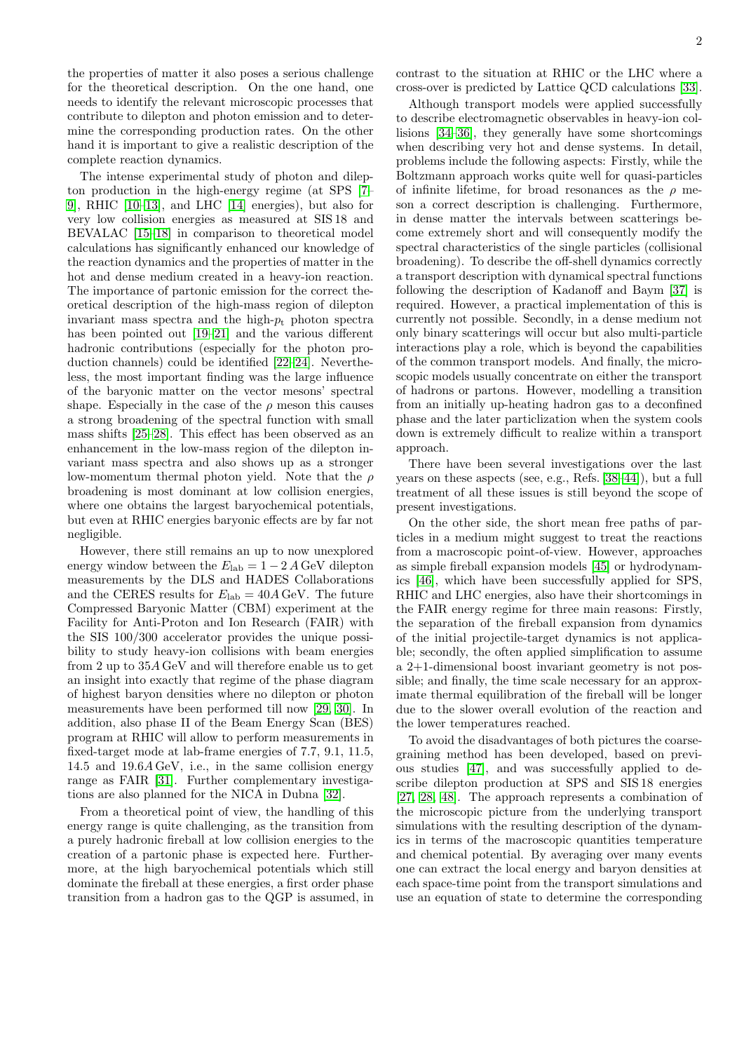the properties of matter it also poses a serious challenge for the theoretical description. On the one hand, one needs to identify the relevant microscopic processes that contribute to dilepton and photon emission and to determine the corresponding production rates. On the other hand it is important to give a realistic description of the complete reaction dynamics.

The intense experimental study of photon and dilepton production in the high-energy regime (at SPS [7–9], RHIC [10–13], and LHC [14] energies), but also for very low collision energies as measured at SIS 18 and BEVALAC [15–18] in comparison to theoretical model calculations has significantly enhanced our knowledge of the reaction dynamics and the properties of matter in the hot and dense medium created in a heavy-ion reaction. The importance of partonic emission for the correct theoretical description of the high-mass region of dilepton invariant mass spectra and the high-$p_t$ photon spectra has been pointed out [19–21] and the various different hadronic contributions (especially for the photon production channels) could be identified [22–24]. Nevertheless, the most important finding was the large influence of the baryonic matter on the vector mesons' spectral shape. Especially in the case of the $\rho$ meson this causes a strong broadening of the spectral function with small mass shifts [25–28]. This effect has been observed as an enhancement in the low-mass region of the dilepton invariant mass spectra and also shows up as a stronger low-momentum thermal photon yield. Note that the $\rho$ broadening is most dominant at low collision energies, where one obtains the largest baryochemical potentials, but even at RHIC energies baryonic effects are by far not negligible.

However, there still remains an up to now unexplored energy window between the $E_{\mathrm{lab}} = 1-2\,A\,\mathrm{GeV}$ dilepton measurements by the DLS and HADES Collaborations and the CERES results for $E_{\mathrm{lab}} = 40A\,\mathrm{GeV}$. The future Compressed Baryonic Matter (CBM) experiment at the Facility for Anti-Proton and Ion Research (FAIR) with the SIS 100/300 accelerator provides the unique possibility to study heavy-ion collisions with beam energies from 2 up to $35A\,\mathrm{GeV}$ and will therefore enable us to get an insight into exactly that regime of the phase diagram of highest baryon densities where no dilepton or photon measurements have been performed till now [29, 30]. In addition, also phase II of the Beam Energy Scan (BES) program at RHIC will allow to perform measurements in fixed-target mode at lab-frame energies of 7.7, 9.1, 11.5, 14.5 and $19.6A\,\mathrm{GeV}$, i.e., in the same collision energy range as FAIR [31]. Further complementary investigations are also planned for the NICA in Dubna [32].

From a theoretical point of view, the handling of this energy range is quite challenging, as the transition from a purely hadronic fireball at low collision energies to the creation of a partonic phase is expected here. Furthermore, at the high baryochemical potentials which still dominate the fireball at these energies, a first order phase transition from a hadron gas to the QGP is assumed, in contrast to the situation at RHIC or the LHC where a cross-over is predicted by Lattice QCD calculations [33].

Although transport models were applied successfully to describe electromagnetic observables in heavy-ion collisions [34–36], they generally have some shortcomings when describing very hot and dense systems. In detail, problems include the following aspects: Firstly, while the Boltzmann approach works quite well for quasi-particles of infinite lifetime, for broad resonances as the $\rho$ meson a correct description is challenging. Furthermore, in dense matter the intervals between scatterings become extremely short and will consequently modify the spectral characteristics of the single particles (collisional broadening). To describe the off-shell dynamics correctly a transport description with dynamical spectral functions following the description of Kadanoff and Baym [37] is required. However, a practical implementation of this is currently not possible. Secondly, in a dense medium not only binary scatterings will occur but also multi-particle interactions play a role, which is beyond the capabilities of the common transport models. And finally, the microscopic models usually concentrate on either the transport of hadrons or partons. However, modelling a transition from an initially up-heating hadron gas to a deconfined phase and the later particlization when the system cools down is extremely difficult to realize within a transport approach.

There have been several investigations over the last years on these aspects (see, e.g., Refs. [38–44]), but a full treatment of all these issues is still beyond the scope of present investigations.

On the other side, the short mean free paths of particles in a medium might suggest to treat the reactions from a macroscopic point-of-view. However, approaches as simple fireball expansion models [45] or hydrodynamics [46], which have been successfully applied for SPS, RHIC and LHC energies, also have their shortcomings in the FAIR energy regime for three main reasons: Firstly, the separation of the fireball expansion from dynamics of the initial projectile-target dynamics is not applicable; secondly, the often applied simplification to assume a 2+1-dimensional boost invariant geometry is not possible; and finally, the time scale necessary for an approximate thermal equilibration of the fireball will be longer due to the slower overall evolution of the reaction and the lower temperatures reached.

To avoid the disadvantages of both pictures the coarse-graining method has been developed, based on previous studies [47], and was successfully applied to describe dilepton production at SPS and SIS 18 energies [27, 28, 48]. The approach represents a combination of the microscopic picture from the underlying transport simulations with the resulting description of the dynamics in terms of the macroscopic quantities temperature and chemical potential. By averaging over many events one can extract the local energy and baryon densities at each space-time point from the transport simulations and use an equation of state to determine the corresponding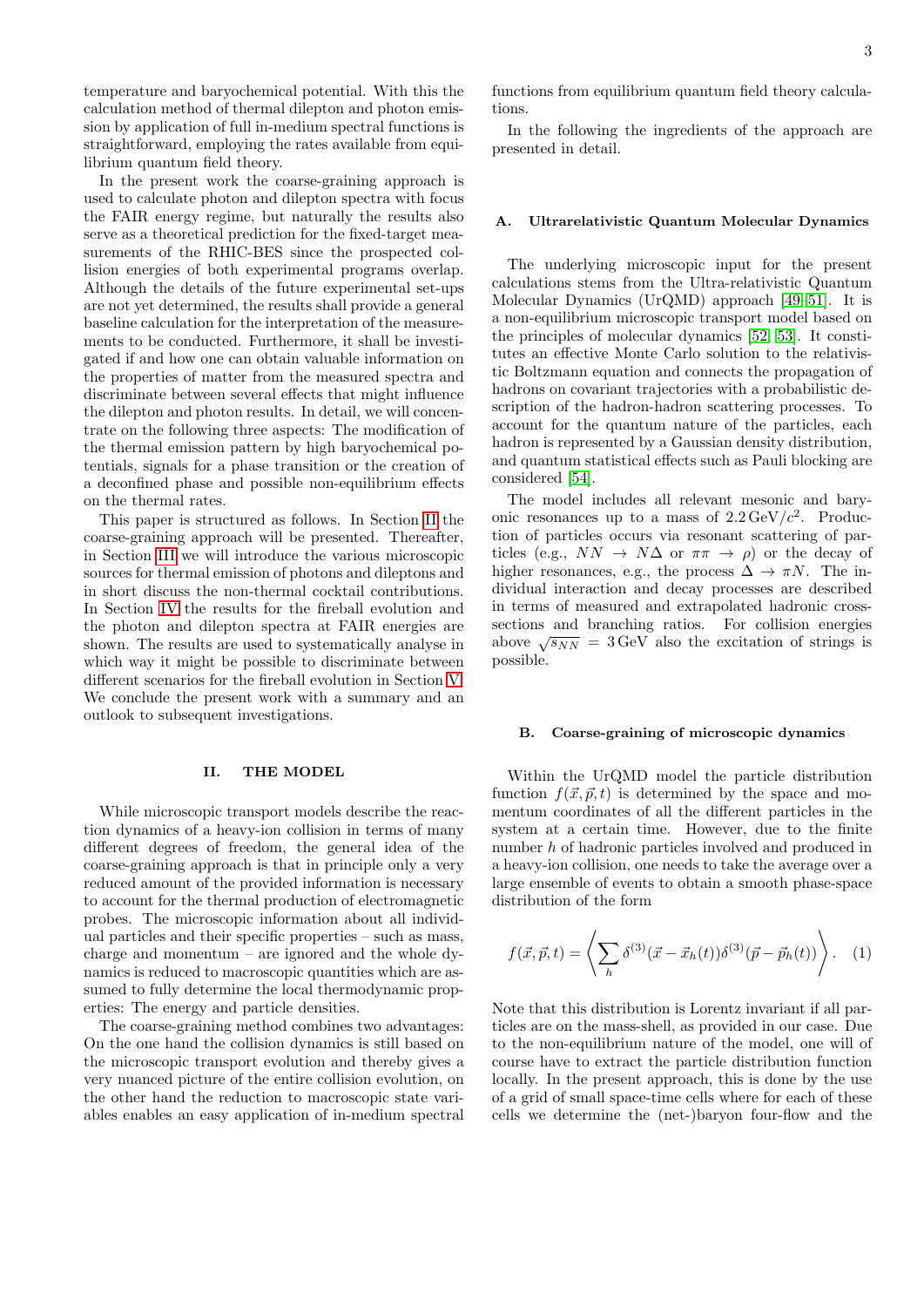temperature and baryochemical potential. With this the calculation method of thermal dilepton and photon emission by application of full in-medium spectral functions is straightforward, employing the rates available from equilibrium quantum field theory.

In the present work the coarse-graining approach is used to calculate photon and dilepton spectra with focus the FAIR energy regime, but naturally the results also serve as a theoretical prediction for the fixed-target measurements of the RHIC-BES since the prospected collision energies of both experimental programs overlap. Although the details of the future experimental set-ups are not yet determined, the results shall provide a general baseline calculation for the interpretation of the measurements to be conducted. Furthermore, it shall be investigated if and how one can obtain valuable information on the properties of matter from the measured spectra and discriminate between several effects that might influence the dilepton and photon results. In detail, we will concentrate on the following three aspects: The modification of the thermal emission pattern by high baryochemical potentials, signals for a phase transition or the creation of a deconfined phase and possible non-equilibrium effects on the thermal rates.

This paper is structured as follows. In Section II the coarse-graining approach will be presented. Thereafter, in Section III we will introduce the various microscopic sources for thermal emission of photons and dileptons and in short discuss the non-thermal cocktail contributions. In Section IV the results for the fireball evolution and the photon and dilepton spectra at FAIR energies are shown. The results are used to systematically analyse in which way it might be possible to discriminate between different scenarios for the fireball evolution in Section V. We conclude the present work with a summary and an outlook to subsequent investigations.

## II. THE MODEL

While microscopic transport models describe the reaction dynamics of a heavy-ion collision in terms of many different degrees of freedom, the general idea of the coarse-graining approach is that in principle only a very reduced amount of the provided information is necessary to account for the thermal production of electromagnetic probes. The microscopic information about all individual particles and their specific properties – such as mass, charge and momentum – are ignored and the whole dynamics is reduced to macroscopic quantities which are assumed to fully determine the local thermodynamic properties: The energy and particle densities.

The coarse-graining method combines two advantages: On the one hand the collision dynamics is still based on the microscopic transport evolution and thereby gives a very nuanced picture of the entire collision evolution, on the other hand the reduction to macroscopic state variables enables an easy application of in-medium spectral functions from equilibrium quantum field theory calculations.

In the following the ingredients of the approach are presented in detail.

### A. Ultrarelativistic Quantum Molecular Dynamics

The underlying microscopic input for the present calculations stems from the Ultra-relativistic Quantum Molecular Dynamics (UrQMD) approach [49–51]. It is a non-equilibrium microscopic transport model based on the principles of molecular dynamics [52, 53]. It constitutes an effective Monte Carlo solution to the relativistic Boltzmann equation and connects the propagation of hadrons on covariant trajectories with a probabilistic description of the hadron-hadron scattering processes. To account for the quantum nature of the particles, each hadron is represented by a Gaussian density distribution, and quantum statistical effects such as Pauli blocking are considered [54].

The model includes all relevant mesonic and baryonic resonances up to a mass of $2.2\,\mathrm{GeV}/c^2$. Production of particles occurs via resonant scattering of particles (e.g., $NN \rightarrow N\Delta$ or $\pi\pi \rightarrow \rho$) or the decay of higher resonances, e.g., the process $\Delta \rightarrow \pi N$. The individual interaction and decay processes are described in terms of measured and extrapolated hadronic cross-sections and branching ratios. For collision energies above $\sqrt{s_{NN}} = 3\,\mathrm{GeV}$ also the excitation of strings is possible.

### B. Coarse-graining of microscopic dynamics

Within the UrQMD model the particle distribution function $f(\vec{x},\vec{p},t)$ is determined by the space and momentum coordinates of all the different particles in the system at a certain time. However, due to the finite number $h$ of hadronic particles involved and produced in a heavy-ion collision, one needs to take the average over a large ensemble of events to obtain a smooth phase-space distribution of the form

$$f(\vec{x},\vec{p},t) = \left\langle \sum_h \delta^{(3)}(\vec{x}-\vec{x}_h(t))\delta^{(3)}(\vec{p}-\vec{p}_h(t)) \right\rangle . \quad (1)$$

Note that this distribution is Lorentz invariant if all particles are on the mass-shell, as provided in our case. Due to the non-equilibrium nature of the model, one will of course have to extract the particle distribution function locally. In the present approach, this is done by the use of a grid of small space-time cells where for each of these cells we determine the (net-)baryon four-flow and the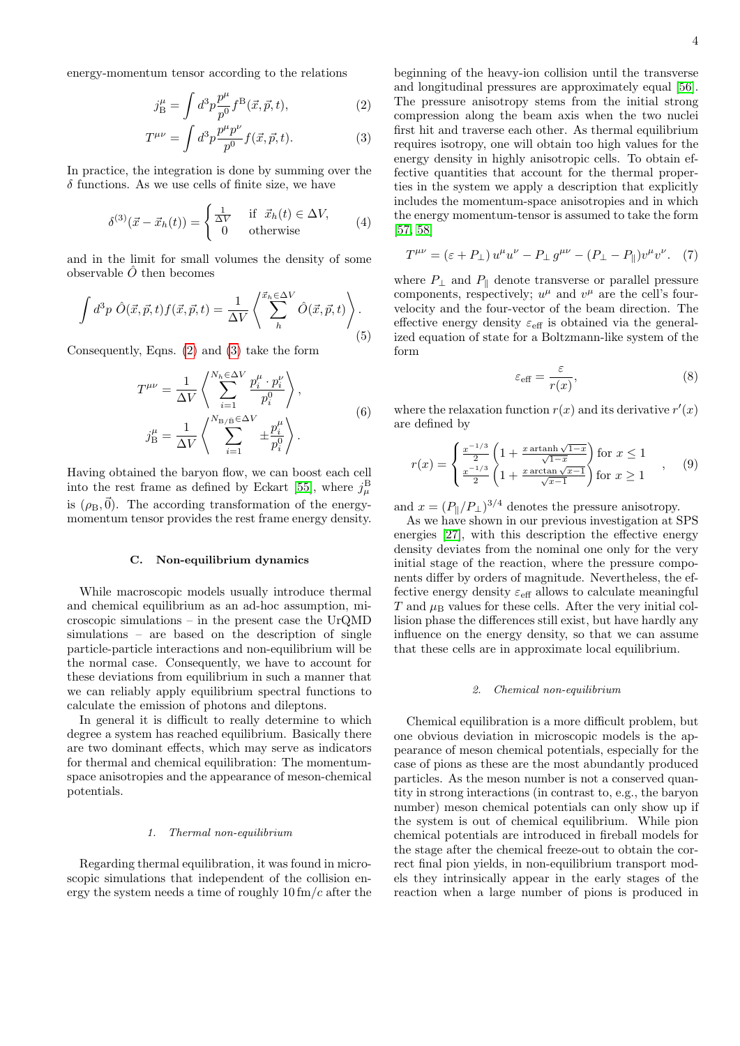energy-momentum tensor according to the relations

$$j_{\mathrm{B}}^{\mu} = \int d^3p \frac{p^{\mu}}{p^0} f^{\mathrm{B}}(\vec{x}, \vec{p}, t), \tag{2}$$

$$T^{\mu\nu} = \int d^3p \frac{p^{\mu}p^{\nu}}{p^0} f(\vec{x}, \vec{p}, t). \tag{3}$$

In practice, the integration is done by summing over the $\delta$ functions. As we use cells of finite size, we have

$$\delta^{(3)}(\vec{x} - \vec{x}_h(t)) = \begin{cases} \frac{1}{\Delta V} & \text{if } \vec{x}_h(t) \in \Delta V, \\ 0 & \text{otherwise} \end{cases} \tag{4}$$

and in the limit for small volumes the density of some observable $\hat{O}$ then becomes

$$\int d^3p \; \hat{O}(\vec{x}, \vec{p}, t) f(\vec{x}, \vec{p}, t) = \frac{1}{\Delta V} \left\langle \sum_{h}^{\vec{x}_h \in \Delta V} \hat{O}(\vec{x}, \vec{p}, t) \right\rangle. \tag{5}$$

Consequently, Eqns. (2) and (3) take the form

$$T^{\mu\nu} = \frac{1}{\Delta V} \left\langle \sum_{i=1}^{N_h \in \Delta V} \frac{p_i^{\mu} \cdot p_i^{\nu}}{p_i^0} \right\rangle,$$
$$j_{\mathrm{B}}^{\mu} = \frac{1}{\Delta V} \left\langle \sum_{i=1}^{N_{\mathrm{B}/\bar{\mathrm{B}}} \in \Delta V} \pm \frac{p_i^{\mu}}{p_i^0} \right\rangle. \tag{6}$$

Having obtained the baryon flow, we can boost each cell into the rest frame as defined by Eckart [55], where $j_{\mu}^{\mathrm{B}}$ is $(\rho_{\mathrm{B}}, \vec{0})$. The according transformation of the energy-momentum tensor provides the rest frame energy density.

### C. Non-equilibrium dynamics

While macroscopic models usually introduce thermal and chemical equilibrium as an ad-hoc assumption, microscopic simulations – in the present case the UrQMD simulations – are based on the description of single particle-particle interactions and non-equilibrium will be the normal case. Consequently, we have to account for these deviations from equilibrium in such a manner that we can reliably apply equilibrium spectral functions to calculate the emission of photons and dileptons.

In general it is difficult to really determine to which degree a system has reached equilibrium. Basically there are two dominant effects, which may serve as indicators for thermal and chemical equilibration: The momentum-space anisotropies and the appearance of meson-chemical potentials.

#### 1. Thermal non-equilibrium

Regarding thermal equilibration, it was found in microscopic simulations that independent of the collision energy the system needs a time of roughly $10\,\mathrm{fm}/c$ after the beginning of the heavy-ion collision until the transverse and longitudinal pressures are approximately equal [56]. The pressure anisotropy stems from the initial strong compression along the beam axis when the two nuclei first hit and traverse each other. As thermal equilibrium requires isotropy, one will obtain too high values for the energy density in highly anisotropic cells. To obtain effective quantities that account for the thermal properties in the system we apply a description that explicitly includes the momentum-space anisotropies and in which the energy momentum-tensor is assumed to take the form [57, 58]

$$T^{\mu\nu} = (\varepsilon + P_{\perp})\, u^{\mu}u^{\nu} - P_{\perp}\, g^{\mu\nu} - (P_{\perp} - P_{\parallel}) v^{\mu}v^{\nu}. \tag{7}$$

where $P_{\perp}$ and $P_{\parallel}$ denote transverse or parallel pressure components, respectively; $u^{\mu}$ and $v^{\mu}$ are the cell's four-velocity and the four-vector of the beam direction. The effective energy density $\varepsilon_{\mathrm{eff}}$ is obtained via the generalized equation of state for a Boltzmann-like system of the form

$$\varepsilon_{\mathrm{eff}} = \frac{\varepsilon}{r(x)}, \tag{8}$$

where the relaxation function $r(x)$ and its derivative $r'(x)$ are defined by

$$r(x) = \begin{cases} \frac{x^{-1/3}}{2} \left(1 + \frac{x \,\mathrm{artanh}\, \sqrt{1-x}}{\sqrt{1-x}}\right) \text{for } x \leq 1 \\ \frac{x^{-1/3}}{2} \left(1 + \frac{x \arctan \sqrt{x-1}}{\sqrt{x-1}}\right) \text{for } x \geq 1 \end{cases}, \tag{9}$$

and $x = (P_{\parallel}/P_{\perp})^{3/4}$ denotes the pressure anisotropy.

As we have shown in our previous investigation at SPS energies [27], with this description the effective energy density deviates from the nominal one only for the very initial stage of the reaction, where the pressure components differ by orders of magnitude. Nevertheless, the effective energy density $\varepsilon_{\mathrm{eff}}$ allows to calculate meaningful $T$ and $\mu_{\mathrm{B}}$ values for these cells. After the very initial collision phase the differences still exist, but have hardly any influence on the energy density, so that we can assume that these cells are in approximate local equilibrium.

#### 2. Chemical non-equilibrium

Chemical equilibration is a more difficult problem, but one obvious deviation in microscopic models is the appearance of meson chemical potentials, especially for the case of pions as these are the most abundantly produced particles. As the meson number is not a conserved quantity in strong interactions (in contrast to, e.g., the baryon number) meson chemical potentials can only show up if the system is out of chemical equilibrium. While pion chemical potentials are introduced in fireball models for the stage after the chemical freeze-out to obtain the correct final pion yields, in non-equilibrium transport models they intrinsically appear in the early stages of the reaction when a large number of pions is produced in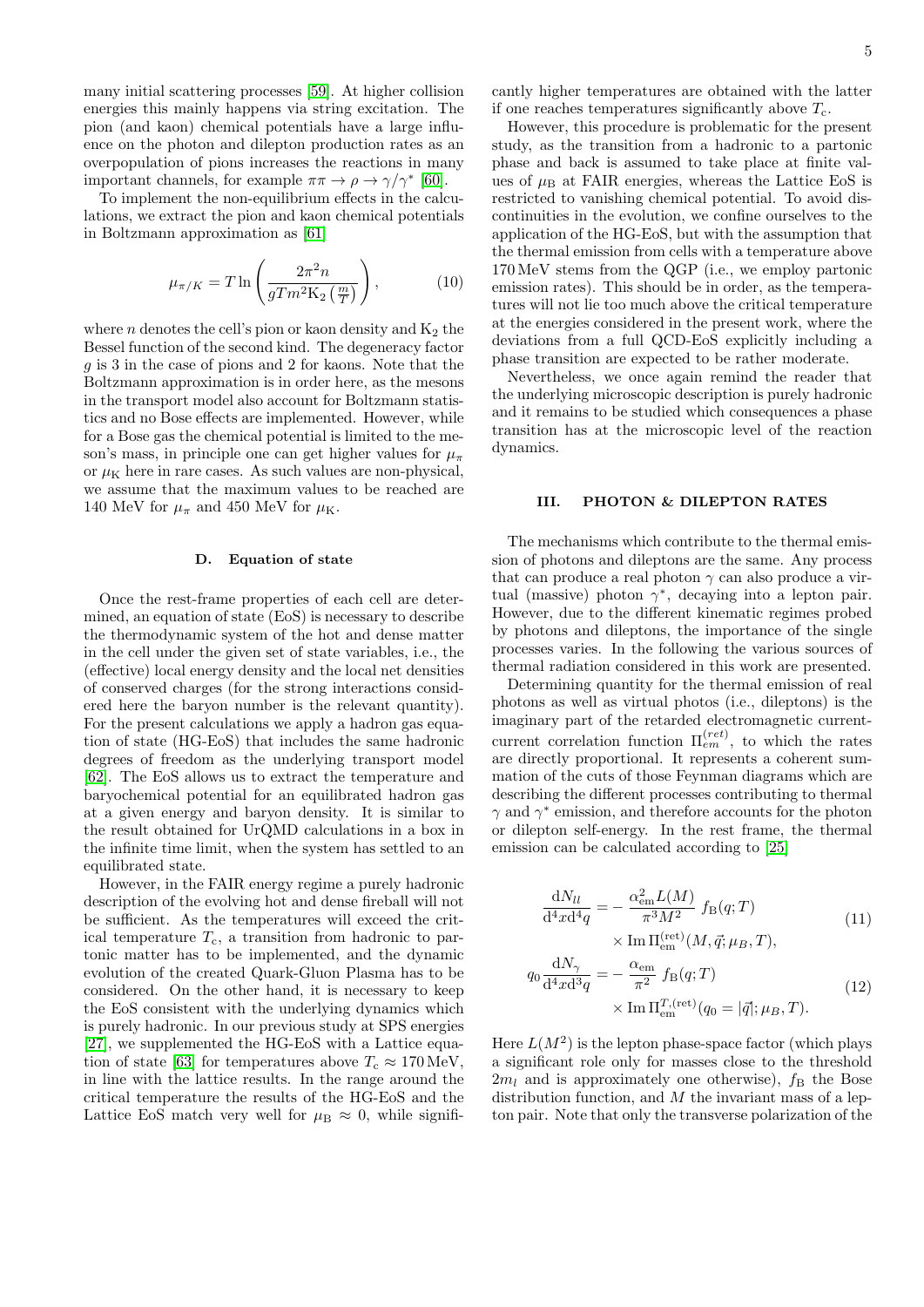many initial scattering processes [59]. At higher collision energies this mainly happens via string excitation. The pion (and kaon) chemical potentials have a large influence on the photon and dilepton production rates as an overpopulation of pions increases the reactions in many important channels, for example $\pi\pi \rightarrow \rho \rightarrow \gamma/\gamma^*$ [60].

To implement the non-equilibrium effects in the calculations, we extract the pion and kaon chemical potentials in Boltzmann approximation as [61]

$$\mu_{\pi/K} = T \ln \left( \frac{2\pi^2 n}{g T m^2 \mathrm{K}_2\left(\frac{m}{T}\right)} \right), \tag{10}$$

where $n$ denotes the cell's pion or kaon density and $\mathrm{K}_2$ the Bessel function of the second kind. The degeneracy factor $g$ is 3 in the case of pions and 2 for kaons. Note that the Boltzmann approximation is in order here, as the mesons in the transport model also account for Boltzmann statistics and no Bose effects are implemented. However, while for a Bose gas the chemical potential is limited to the meson's mass, in principle one can get higher values for $\mu_\pi$ or $\mu_\mathrm{K}$ here in rare cases. As such values are non-physical, we assume that the maximum values to be reached are 140 MeV for $\mu_\pi$ and 450 MeV for $\mu_\mathrm{K}$.

### D. Equation of state

Once the rest-frame properties of each cell are determined, an equation of state (EoS) is necessary to describe the thermodynamic system of the hot and dense matter in the cell under the given set of state variables, i.e., the (effective) local energy density and the local net densities of conserved charges (for the strong interactions considered here the baryon number is the relevant quantity). For the present calculations we apply a hadron gas equation of state (HG-EoS) that includes the same hadronic degrees of freedom as the underlying transport model [62]. The EoS allows us to extract the temperature and baryochemical potential for an equilibrated hadron gas at a given energy and baryon density. It is similar to the result obtained for UrQMD calculations in a box in the infinite time limit, when the system has settled to an equilibrated state.

However, in the FAIR energy regime a purely hadronic description of the evolving hot and dense fireball will not be sufficient. As the temperatures will exceed the critical temperature $T_\mathrm{c}$, a transition from hadronic to partonic matter has to be implemented, and the dynamic evolution of the created Quark-Gluon Plasma has to be considered. On the other hand, it is necessary to keep the EoS consistent with the underlying dynamics which is purely hadronic. In our previous study at SPS energies [27], we supplemented the HG-EoS with a Lattice equation of state [63] for temperatures above $T_\mathrm{c} \approx 170\,\mathrm{MeV}$, in line with the lattice results. In the range around the critical temperature the results of the HG-EoS and the Lattice EoS match very well for $\mu_\mathrm{B} \approx 0$, while significantly higher temperatures are obtained with the latter if one reaches temperatures significantly above $T_\mathrm{c}$.

However, this procedure is problematic for the present study, as the transition from a hadronic to a partonic phase and back is assumed to take place at finite values of $\mu_\mathrm{B}$ at FAIR energies, whereas the Lattice EoS is restricted to vanishing chemical potential. To avoid discontinuities in the evolution, we confine ourselves to the application of the HG-EoS, but with the assumption that the thermal emission from cells with a temperature above 170 MeV stems from the QGP (i.e., we employ partonic emission rates). This should be in order, as the temperatures will not lie too much above the critical temperature at the energies considered in the present work, where the deviations from a full QCD-EoS explicitly including a phase transition are expected to be rather moderate.

Nevertheless, we once again remind the reader that the underlying microscopic description is purely hadronic and it remains to be studied which consequences a phase transition has at the microscopic level of the reaction dynamics.

## III. PHOTON & DILEPTON RATES

The mechanisms which contribute to the thermal emission of photons and dileptons are the same. Any process that can produce a real photon $\gamma$ can also produce a virtual (massive) photon $\gamma^*$, decaying into a lepton pair. However, due to the different kinematic regimes probed by photons and dileptons, the importance of the single processes varies. In the following the various sources of thermal radiation considered in this work are presented.

Determining quantity for the thermal emission of real photons as well as virtual photos (i.e., dileptons) is the imaginary part of the retarded electromagnetic current-current correlation function $\Pi_{em}^{(ret)}$, to which the rates are directly proportional. It represents a coherent summation of the cuts of those Feynman diagrams which are describing the different processes contributing to thermal $\gamma$ and $\gamma^*$ emission, and therefore accounts for the photon or dilepton self-energy. In the rest frame, the thermal emission can be calculated according to [25]

$$\frac{\mathrm{d}N_{ll}}{\mathrm{d}^4x\mathrm{d}^4q} = -\frac{\alpha_\mathrm{em}^2 L(M)}{\pi^3 M^2}\, f_\mathrm{B}(q;T) \times \mathrm{Im}\,\Pi_\mathrm{em}^{(\mathrm{ret})}(M,\vec{q};\mu_B,T), \tag{11}$$

$$q_0 \frac{\mathrm{d}N_\gamma}{\mathrm{d}^4x\mathrm{d}^3q} = -\frac{\alpha_\mathrm{em}}{\pi^2}\, f_\mathrm{B}(q;T) \times \mathrm{Im}\,\Pi_\mathrm{em}^{T,(\mathrm{ret})}(q_0 = |\vec{q}|;\mu_B,T). \tag{12}$$

Here $L(M^2)$ is the lepton phase-space factor (which plays a significant role only for masses close to the threshold $2m_l$ and is approximately one otherwise), $f_\mathrm{B}$ the Bose distribution function, and $M$ the invariant mass of a lepton pair. Note that only the transverse polarization of the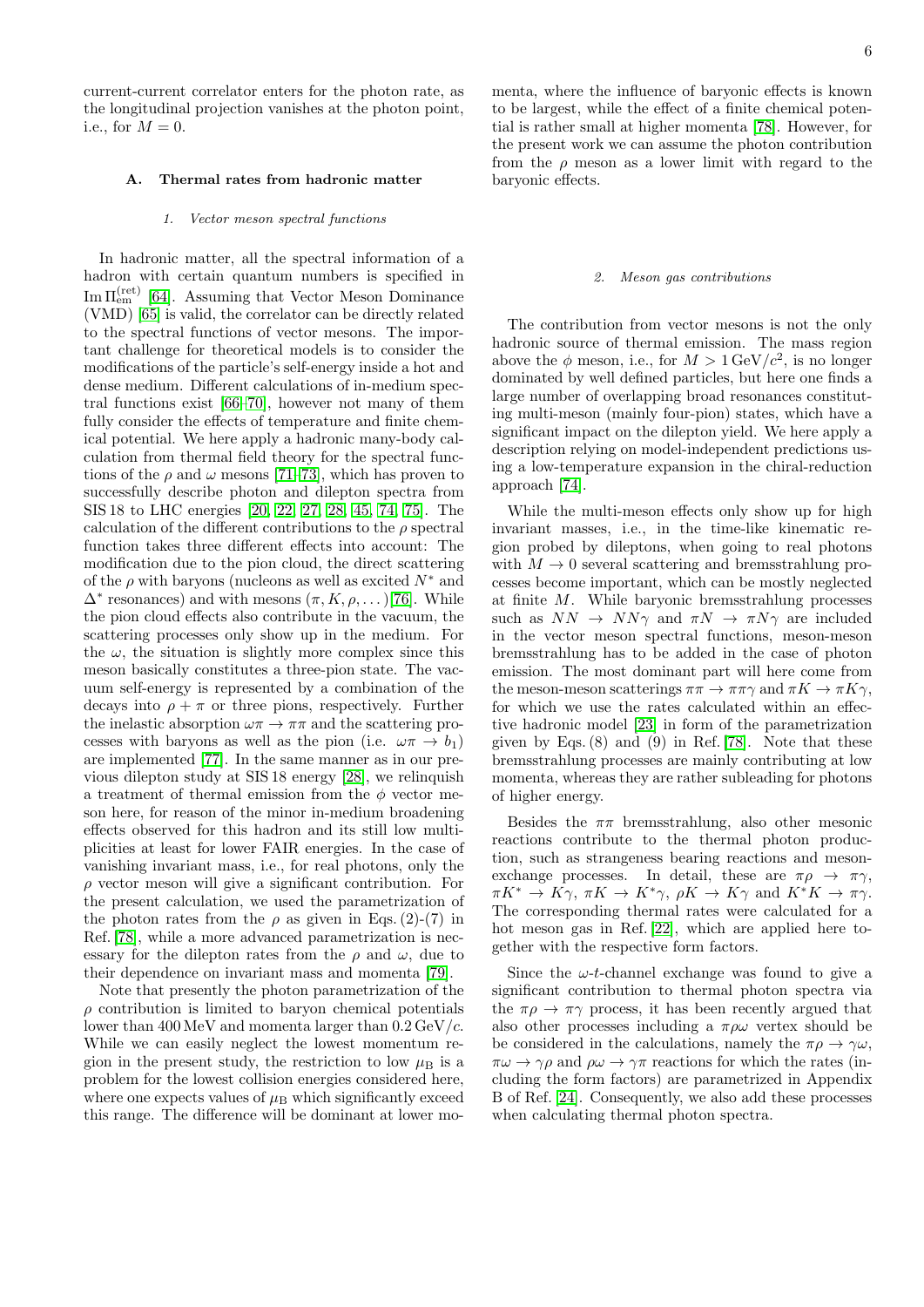current-current correlator enters for the photon rate, as the longitudinal projection vanishes at the photon point, i.e., for $M = 0$.

### A. Thermal rates from hadronic matter

#### 1. Vector meson spectral functions

In hadronic matter, all the spectral information of a hadron with certain quantum numbers is specified in $\mathrm{Im}\,\Pi^{(\mathrm{ret})}_{\mathrm{em}}$ [64]. Assuming that Vector Meson Dominance (VMD) [65] is valid, the correlator can be directly related to the spectral functions of vector mesons. The important challenge for theoretical models is to consider the modifications of the particle's self-energy inside a hot and dense medium. Different calculations of in-medium spectral functions exist [66–70], however not many of them fully consider the effects of temperature and finite chemical potential. We here apply a hadronic many-body calculation from thermal field theory for the spectral functions of the $\rho$ and $\omega$ mesons [71–73], which has proven to successfully describe photon and dilepton spectra from SIS 18 to LHC energies [20, 22, 27, 28, 45, 74, 75]. The calculation of the different contributions to the $\rho$ spectral function takes three different effects into account: The modification due to the pion cloud, the direct scattering of the $\rho$ with baryons (nucleons as well as excited $N^*$ and $\Delta^*$ resonances) and with mesons $(\pi, K, \rho, \dots)$[76]. While the pion cloud effects also contribute in the vacuum, the scattering processes only show up in the medium. For the $\omega$, the situation is slightly more complex since this meson basically constitutes a three-pion state. The vacuum self-energy is represented by a combination of the decays into $\rho + \pi$ or three pions, respectively. Further the inelastic absorption $\omega\pi \rightarrow \pi\pi$ and the scattering processes with baryons as well as the pion (i.e. $\omega\pi \rightarrow b_1$) are implemented [77]. In the same manner as in our previous dilepton study at SIS 18 energy [28], we relinquish a treatment of thermal emission from the $\phi$ vector meson here, for reason of the minor in-medium broadening effects observed for this hadron and its still low multiplicities at least for lower FAIR energies. In the case of vanishing invariant mass, i.e., for real photons, only the $\rho$ vector meson will give a significant contribution. For the present calculation, we used the parametrization of the photon rates from the $\rho$ as given in Eqs. (2)-(7) in Ref. [78], while a more advanced parametrization is necessary for the dilepton rates from the $\rho$ and $\omega$, due to their dependence on invariant mass and momenta [79].

Note that presently the photon parametrization of the $\rho$ contribution is limited to baryon chemical potentials lower than 400 MeV and momenta larger than $0.2\,\mathrm{GeV}/c$. While we can easily neglect the lowest momentum region in the present study, the restriction to low $\mu_{\mathrm{B}}$ is a problem for the lowest collision energies considered here, where one expects values of $\mu_{\mathrm{B}}$ which significantly exceed this range. The difference will be dominant at lower momenta, where the influence of baryonic effects is known to be largest, while the effect of a finite chemical potential is rather small at higher momenta [78]. However, for the present work we can assume the photon contribution from the $\rho$ meson as a lower limit with regard to the baryonic effects.

#### 2. Meson gas contributions

The contribution from vector mesons is not the only hadronic source of thermal emission. The mass region above the $\phi$ meson, i.e., for $M > 1\,\mathrm{GeV}/c^2$, is no longer dominated by well defined particles, but here one finds a large number of overlapping broad resonances constituting multi-meson (mainly four-pion) states, which have a significant impact on the dilepton yield. We here apply a description relying on model-independent predictions using a low-temperature expansion in the chiral-reduction approach [74].

While the multi-meson effects only show up for high invariant masses, i.e., in the time-like kinematic region probed by dileptons, when going to real photons with $M \rightarrow 0$ several scattering and bremsstrahlung processes become important, which can be mostly neglected at finite $M$. While baryonic bremsstrahlung processes such as $NN \rightarrow NN\gamma$ and $\pi N \rightarrow \pi N\gamma$ are included in the vector meson spectral functions, meson-meson bremsstrahlung has to be added in the case of photon emission. The most dominant part will here come from the meson-meson scatterings $\pi\pi \rightarrow \pi\pi\gamma$ and $\pi K \rightarrow \pi K\gamma$, for which we use the rates calculated within an effective hadronic model [23] in form of the parametrization given by Eqs. (8) and (9) in Ref. [78]. Note that these bremsstrahlung processes are mainly contributing at low momenta, whereas they are rather subleading for photons of higher energy.

Besides the $\pi\pi$ bremsstrahlung, also other mesonic reactions contribute to the thermal photon production, such as strangeness bearing reactions and meson-exchange processes. In detail, these are $\pi\rho \rightarrow \pi\gamma$, $\pi K^* \rightarrow K\gamma$, $\pi K \rightarrow K^*\gamma$, $\rho K \rightarrow K\gamma$ and $K^*K \rightarrow \pi\gamma$. The corresponding thermal rates were calculated for a hot meson gas in Ref. [22], which are applied here together with the respective form factors.

Since the $\omega$-$t$-channel exchange was found to give a significant contribution to thermal photon spectra via the $\pi\rho \rightarrow \pi\gamma$ process, it has been recently argued that also other processes including a $\pi\rho\omega$ vertex should be be considered in the calculations, namely the $\pi\rho \rightarrow \gamma\omega$, $\pi\omega \rightarrow \gamma\rho$ and $\rho\omega \rightarrow \gamma\pi$ reactions for which the rates (including the form factors) are parametrized in Appendix B of Ref. [24]. Consequently, we also add these processes when calculating thermal photon spectra.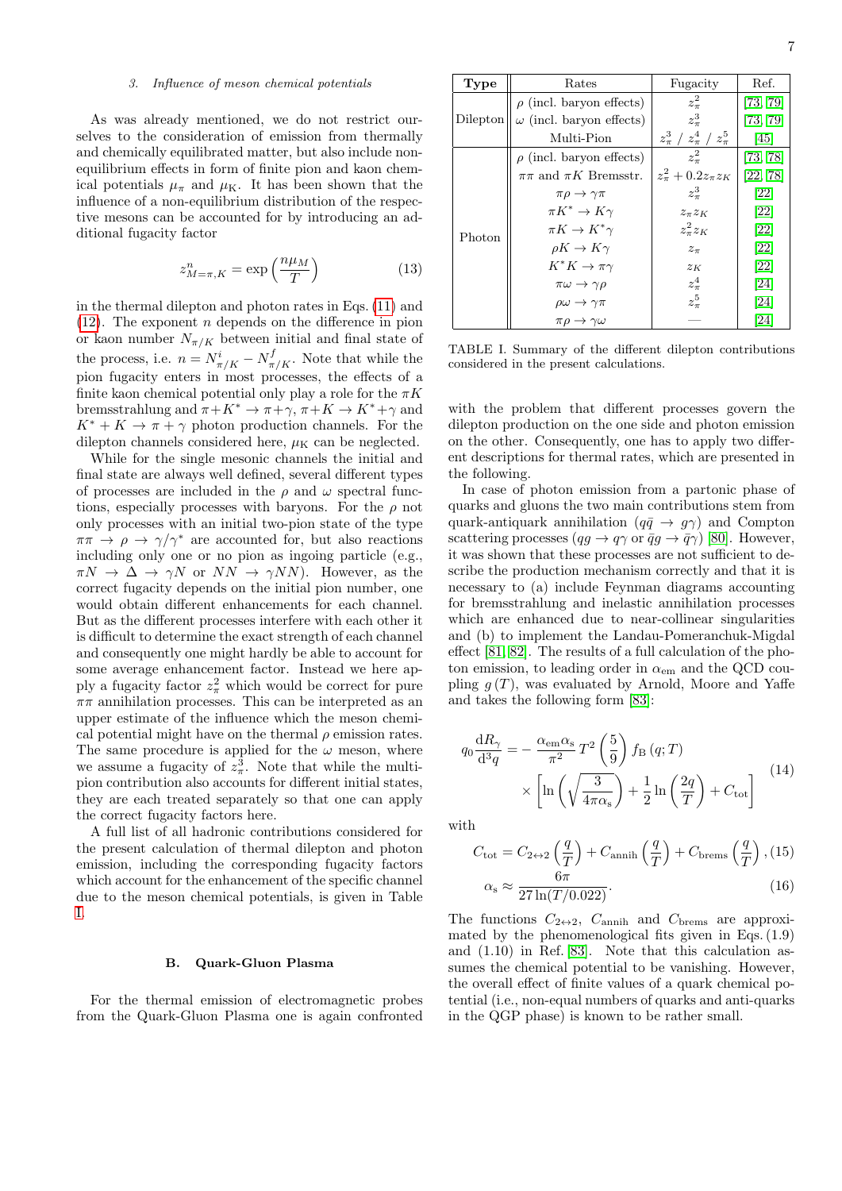#### 3. Influence of meson chemical potentials

As was already mentioned, we do not restrict ourselves to the consideration of emission from thermally and chemically equilibrated matter, but also include non-equilibrium effects in form of finite pion and kaon chemical potentials $\mu_\pi$ and $\mu_{\rm K}$. It has been shown that the influence of a non-equilibrium distribution of the respective mesons can be accounted for by introducing an additional fugacity factor

$$z^n_{M=\pi,K} = \exp\left(\frac{n\mu_M}{T}\right) \tag{13}$$

in the thermal dilepton and photon rates in Eqs. (11) and (12). The exponent $n$ depends on the difference in pion or kaon number $N_{\pi/K}$ between initial and final state of the process, i.e. $n = N^i_{\pi/K} - N^f_{\pi/K}$. Note that while the pion fugacity enters in most processes, the effects of a finite kaon chemical potential only play a role for the $\pi K$ bremsstrahlung and $\pi + K^* \to \pi + \gamma$, $\pi + K \to K^* + \gamma$ and $K^* + K \to \pi + \gamma$ photon production channels. For the dilepton channels considered here, $\mu_{\rm K}$ can be neglected.

While for the single mesonic channels the initial and final state are always well defined, several different types of processes are included in the $\rho$ and $\omega$ spectral functions, especially processes with baryons. For the $\rho$ not only processes with an initial two-pion state of the type $\pi\pi \to \rho \to \gamma/\gamma^*$ are accounted for, but also reactions including only one or no pion as ingoing particle (e.g., $\pi N \to \Delta \to \gamma N$ or $NN \to \gamma NN$). However, as the correct fugacity depends on the initial pion number, one would obtain different enhancements for each channel. But as the different processes interfere with each other it is difficult to determine the exact strength of each channel and consequently one might hardly be able to account for some average enhancement factor. Instead we here apply a fugacity factor $z^2_\pi$ which would be correct for pure $\pi\pi$ annihilation processes. This can be interpreted as an upper estimate of the influence which the meson chemical potential might have on the thermal $\rho$ emission rates. The same procedure is applied for the $\omega$ meson, where we assume a fugacity of $z^3_\pi$. Note that while the multi-pion contribution also accounts for different initial states, they are each treated separately so that one can apply the correct fugacity factors here.

A full list of all hadronic contributions considered for the present calculation of thermal dilepton and photon emission, including the corresponding fugacity factors which account for the enhancement of the specific channel due to the meson chemical potentials, is given in Table I.

| **Type** | Rates | Fugacity | Ref. |
|---|---|---|---|
| Dilepton | $\rho$ (incl. baryon effects) | $z^2_\pi$ | [73, 79] |
| | $\omega$ (incl. baryon effects) | $z^3_\pi$ | [73, 79] |
| | Multi-Pion | $z^3_\pi$ / $z^4_\pi$ / $z^5_\pi$ | [45] |
| Photon | $\rho$ (incl. baryon effects) | $z^2_\pi$ | [73, 78] |
| | $\pi\pi$ and $\pi K$ Bremsstr. | $z^2_\pi + 0.2 z_\pi z_K$ | [22, 78] |
| | $\pi\rho \to \gamma\pi$ | $z^3_\pi$ | [22] |
| | $\pi K^* \to K\gamma$ | $z_\pi z_K$ | [22] |
| | $\pi K \to K^*\gamma$ | $z^2_\pi z_K$ | [22] |
| | $\rho K \to K\gamma$ | $z_\pi$ | [22] |
| | $K^* K \to \pi\gamma$ | $z_K$ | [22] |
| | $\pi\omega \to \gamma\rho$ | $z^4_\pi$ | [24] |
| | $\rho\omega \to \gamma\pi$ | $z^5_\pi$ | [24] |
| | $\pi\rho \to \gamma\omega$ | — | [24] |

TABLE I. Summary of the different dilepton contributions considered in the present calculations.

### B. Quark-Gluon Plasma

For the thermal emission of electromagnetic probes from the Quark-Gluon Plasma one is again confronted with the problem that different processes govern the dilepton production on the one side and photon emission on the other. Consequently, one has to apply two different descriptions for thermal rates, which are presented in the following.

In case of photon emission from a partonic phase of quarks and gluons the two main contributions stem from quark-antiquark annihilation ($q\bar{q} \to g\gamma$) and Compton scattering processes ($qg \to q\gamma$ or $\bar{q}g \to \bar{q}\gamma$) [80]. However, it was shown that these processes are not sufficient to describe the production mechanism correctly and that it is necessary to (a) include Feynman diagrams accounting for bremsstrahlung and inelastic annihilation processes which are enhanced due to near-collinear singularities and (b) to implement the Landau-Pomeranchuk-Migdal effect [81, 82]. The results of a full calculation of the photon emission, to leading order in $\alpha_{\rm em}$ and the QCD coupling $g(T)$, was evaluated by Arnold, Moore and Yaffe and takes the following form [83]:

$$q_0 \frac{{\rm d}R_\gamma}{{\rm d}^3q} = -\frac{\alpha_{\rm em}\alpha_{\rm s}}{\pi^2} T^2 \left(\frac{5}{9}\right) f_{\rm B}(q;T) \times \left[\ln\left(\sqrt{\frac{3}{4\pi\alpha_{\rm s}}}\right) + \frac{1}{2}\ln\left(\frac{2q}{T}\right) + C_{\rm tot}\right] \tag{14}$$

with

$$C_{\rm tot} = C_{2\leftrightarrow 2}\left(\frac{q}{T}\right) + C_{\rm annih}\left(\frac{q}{T}\right) + C_{\rm brems}\left(\frac{q}{T}\right), \tag{15}$$

$$\alpha_{\rm s} \approx \frac{6\pi}{27\ln(T/0.022)}. \tag{16}$$

The functions $C_{2\leftrightarrow 2}$, $C_{\rm annih}$ and $C_{\rm brems}$ are approximated by the phenomenological fits given in Eqs. (1.9) and (1.10) in Ref. [83]. Note that this calculation assumes the chemical potential to be vanishing. However, the overall effect of finite values of a quark chemical potential (i.e., non-equal numbers of quarks and anti-quarks in the QGP phase) is known to be rather small.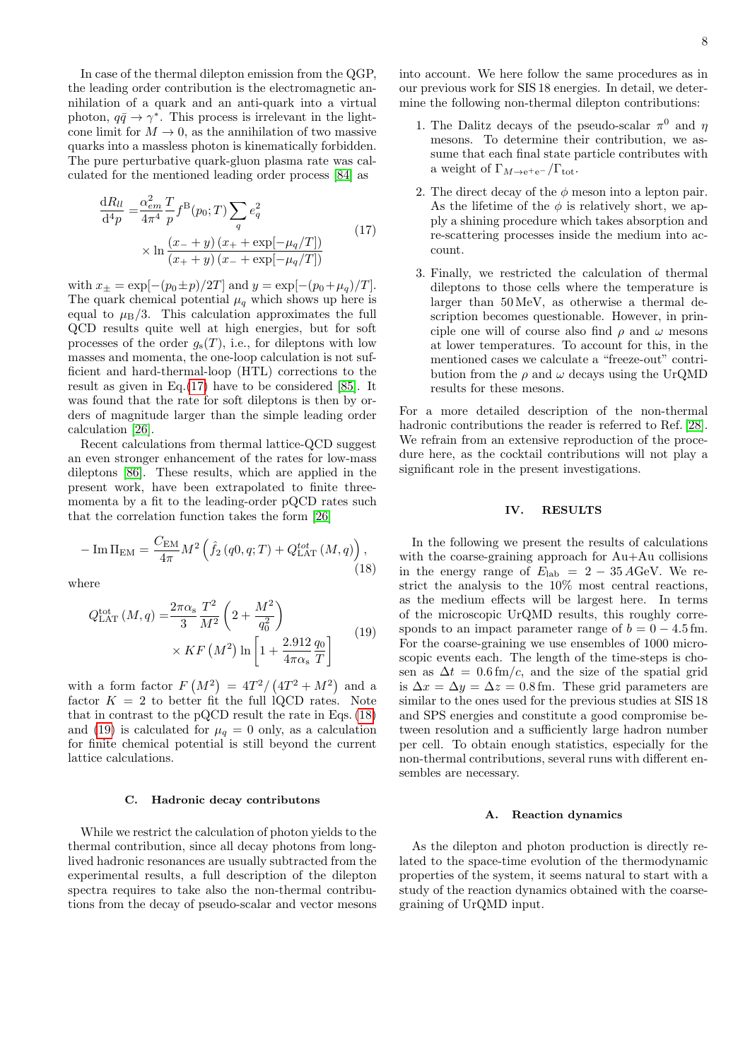In case of the thermal dilepton emission from the QGP, the leading order contribution is the electromagnetic annihilation of a quark and an anti-quark into a virtual photon, $q\bar{q} \rightarrow \gamma^*$. This process is irrelevant in the light-cone limit for $M \rightarrow 0$, as the annihilation of two massive quarks into a massless photon is kinematically forbidden. The pure perturbative quark-gluon plasma rate was calculated for the mentioned leading order process [84] as

$$\begin{aligned}\frac{\mathrm{d}R_{ll}}{\mathrm{d}^4p} =& \frac{\alpha_{em}^2}{4\pi^4}\frac{T}{p}f^{\mathrm{B}}(p_0;T)\sum_q e_q^2 \\ &\times \ln\frac{(x_- + y)\,(x_+ + \exp[-\mu_q/T])}{(x_+ + y)\,(x_- + \exp[-\mu_q/T])}\end{aligned} \tag{17}$$

with $x_\pm = \exp[-(p_0 \pm p)/2T]$ and $y = \exp[-(p_0 + \mu_q)/T]$. The quark chemical potential $\mu_q$ which shows up here is equal to $\mu_{\mathrm{B}}/3$. This calculation approximates the full QCD results quite well at high energies, but for soft processes of the order $g_s(T)$, i.e., for dileptons with low masses and momenta, the one-loop calculation is not sufficient and hard-thermal-loop (HTL) corrections to the result as given in Eq. (17) have to be considered [85]. It was found that the rate for soft dileptons is then by orders of magnitude larger than the simple leading order calculation [26].

Recent calculations from thermal lattice-QCD suggest an even stronger enhancement of the rates for low-mass dileptons [86]. These results, which are applied in the present work, have been extrapolated to finite three-momenta by a fit to the leading-order pQCD rates such that the correlation function takes the form [26]

$$-\operatorname{Im}\Pi_{\mathrm{EM}} = \frac{C_{\mathrm{EM}}}{4\pi}M^2\left(\hat{f}_2\left(q0,q;T\right) + Q_{\mathrm{LAT}}^{tot}\left(M,q\right)\right), \tag{18}$$

where

$$\begin{aligned}Q_{\mathrm{LAT}}^{\mathrm{tot}}\left(M,q\right) =& \frac{2\pi\alpha_{\mathrm{s}}}{3}\frac{T^2}{M^2}\left(2 + \frac{M^2}{q_0^2}\right) \\ &\times KF\left(M^2\right)\ln\left[1 + \frac{2.912}{4\pi\alpha_{\mathrm{s}}}\frac{q_0}{T}\right]\end{aligned} \tag{19}$$

with a form factor $F\left(M^2\right) = 4T^2/\left(4T^2 + M^2\right)$ and a factor $K = 2$ to better fit the full lQCD rates. Note that in contrast to the pQCD result the rate in Eqs. (18) and (19) is calculated for $\mu_q = 0$ only, as a calculation for finite chemical potential is still beyond the current lattice calculations.

### C. Hadronic decay contributons

While we restrict the calculation of photon yields to the thermal contribution, since all decay photons from long-lived hadronic resonances are usually subtracted from the experimental results, a full description of the dilepton spectra requires to take also the non-thermal contributions from the decay of pseudo-scalar and vector mesons into account. We here follow the same procedures as in our previous work for SIS 18 energies. In detail, we determine the following non-thermal dilepton contributions:

1. The Dalitz decays of the pseudo-scalar $\pi^0$ and $\eta$ mesons. To determine their contribution, we assume that each final state particle contributes with a weight of $\Gamma_{M\rightarrow \mathrm{e^+e^-}}/\Gamma_{\mathrm{tot}}$.
2. The direct decay of the $\phi$ meson into a lepton pair. As the lifetime of the $\phi$ is relatively short, we apply a shining procedure which takes absorption and re-scattering processes inside the medium into account.
3. Finally, we restricted the calculation of thermal dileptons to those cells where the temperature is larger than 50 MeV, as otherwise a thermal description becomes questionable. However, in principle one will of course also find $\rho$ and $\omega$ mesons at lower temperatures. To account for this, in the mentioned cases we calculate a "freeze-out" contribution from the $\rho$ and $\omega$ decays using the UrQMD results for these mesons.

For a more detailed description of the non-thermal hadronic contributions the reader is referred to Ref. [28]. We refrain from an extensive reproduction of the procedure here, as the cocktail contributions will not play a significant role in the present investigations.

## IV. RESULTS

In the following we present the results of calculations with the coarse-graining approach for Au+Au collisions in the energy range of $E_{\mathrm{lab}} = 2 - 35\,A$GeV. We restrict the analysis to the 10% most central reactions, as the medium effects will be largest here. In terms of the microscopic UrQMD results, this roughly corresponds to an impact parameter range of $b = 0 - 4.5$ fm. For the coarse-graining we use ensembles of 1000 microscopic events each. The length of the time-steps is chosen as $\Delta t = 0.6\,\mathrm{fm}/c$, and the size of the spatial grid is $\Delta x = \Delta y = \Delta z = 0.8$ fm. These grid parameters are similar to the ones used for the previous studies at SIS 18 and SPS energies and constitute a good compromise between resolution and a sufficiently large hadron number per cell. To obtain enough statistics, especially for the non-thermal contributions, several runs with different ensembles are necessary.

### A. Reaction dynamics

As the dilepton and photon production is directly related to the space-time evolution of the thermodynamic properties of the system, it seems natural to start with a study of the reaction dynamics obtained with the coarse-graining of UrQMD input.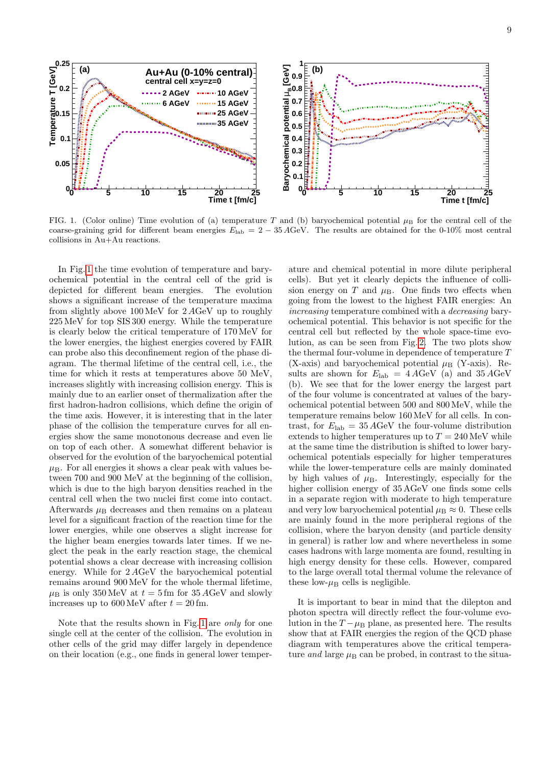FIG. 1. (Color online) Time evolution of (a) temperature $T$ and (b) baryochemical potential $\mu_B$ for the central cell of the coarse-graining grid for different beam energies $E_{\rm lab} = 2 - 35\,A$GeV. The results are obtained for the 0-10% most central collisions in Au+Au reactions.

In Fig. 1 the time evolution of temperature and baryochemical potential in the central cell of the grid is depicted for different beam energies. The evolution shows a significant increase of the temperature maxima from slightly above 100 MeV for 2 $A$GeV up to roughly 225 MeV for top SIS 300 energy. While the temperature is clearly below the critical temperature of 170 MeV for the lower energies, the highest energies covered by FAIR can probe also this deconfinement region of the phase diagram. The thermal lifetime of the central cell, i.e., the time for which it rests at temperatures above 50 MeV, increases slightly with increasing collision energy. This is mainly due to an earlier onset of thermalization after the first hadron-hadron collisions, which define the origin of the time axis. However, it is interesting that in the later phase of the collision the temperature curves for all energies show the same monotonous decrease and even lie on top of each other. A somewhat different behavior is observed for the evolution of the baryochemical potential $\mu_B$. For all energies it shows a clear peak with values between 700 and 900 MeV at the beginning of the collision, which is due to the high baryon densities reached in the central cell when the two nuclei first come into contact. Afterwards $\mu_B$ decreases and then remains on a plateau level for a significant fraction of the reaction time for the lower energies, while one observes a slight increase for the higher beam energies towards later times. If we neglect the peak in the early reaction stage, the chemical potential shows a clear decrease with increasing collision energy. While for 2 $A$GeV the baryochemical potential remains around 900 MeV for the whole thermal lifetime, $\mu_B$ is only 350 MeV at $t = 5$ fm for 35 $A$GeV and slowly increases up to 600 MeV after $t = 20$ fm.

Note that the results shown in Fig. 1 are *only* for one single cell at the center of the collision. The evolution in other cells of the grid may differ largely in dependence on their location (e.g., one finds in general lower temperature and chemical potential in more dilute peripheral cells). But yet it clearly depicts the influence of collision energy on $T$ and $\mu_B$. One finds two effects when going from the lowest to the highest FAIR energies: An *increasing* temperature combined with a *decreasing* baryochemical potential. This behavior is not specific for the central cell but reflected by the whole space-time evolution, as can be seen from Fig. 2. The two plots show the thermal four-volume in dependence of temperature $T$ (X-axis) and baryochemical potential $\mu_B$ (Y-axis). Results are shown for $E_{\rm lab} = 4\,A$GeV (a) and 35 $A$GeV (b). We see that for the lower energy the largest part of the four volume is concentrated at values of the baryochemical potential between 500 and 800 MeV, while the temperature remains below 160 MeV for all cells. In contrast, for $E_{\rm lab} = 35\,A$GeV the four-volume distribution extends to higher temperatures up to $T = 240$ MeV while at the same time the distribution is shifted to lower baryochemical potentials especially for higher temperatures while the lower-temperature cells are mainly dominated by high values of $\mu_B$. Interestingly, especially for the higher collision energy of 35 AGeV one finds some cells in a separate region with moderate to high temperature and very low baryochemical potential $\mu_B \approx 0$. These cells are mainly found in the more peripheral regions of the collision, where the baryon density (and particle density in general) is rather low and where nevertheless in some cases hadrons with large momenta are found, resulting in high energy density for these cells. However, compared to the large overall total thermal volume the relevance of these low-$\mu_B$ cells is negligible.

It is important to bear in mind that the dilepton and photon spectra will directly reflect the four-volume evolution in the $T - \mu_B$ plane, as presented here. The results show that at FAIR energies the region of the QCD phase diagram with temperatures above the critical temperature *and* large $\mu_B$ can be probed, in contrast to the situa-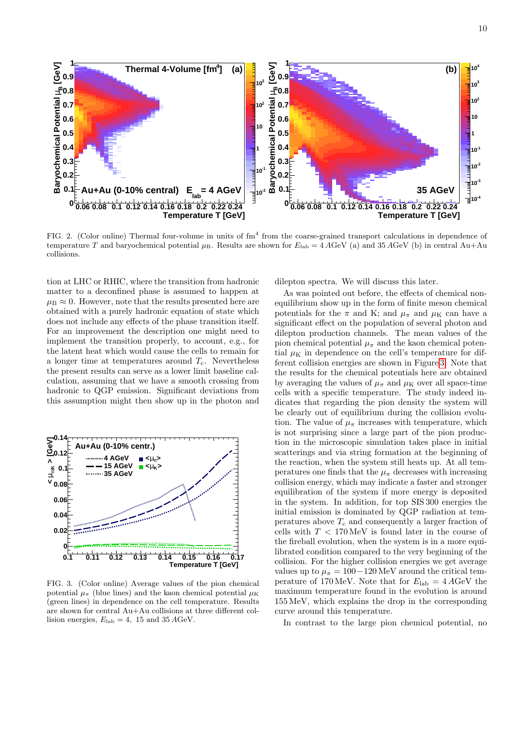FIG. 2. (Color online) Thermal four-volume in units of $\mathrm{fm}^4$ from the coarse-grained transport calculations in dependence of temperature $T$ and baryochemical potential $\mu_\mathrm{B}$. Results are shown for $E_\mathrm{lab} = 4\,A\mathrm{GeV}$ (a) and $35\,A\mathrm{GeV}$ (b) in central Au+Au collisions.

tion at LHC or RHIC, where the transition from hadronic matter to a deconfined phase is assumed to happen at $\mu_\mathrm{B} \approx 0$. However, note that the results presented here are obtained with a purely hadronic equation of state which does not include any effects of the phase transition itself. For an improvement the description one might need to implement the transition properly, to account, e.g., for the latent heat which would cause the cells to remain for a longer time at temperatures around $T_\mathrm{c}$. Nevertheless the present results can serve as a lower limit baseline calculation, assuming that we have a smooth crossing from hadronic to QGP emission. Significant deviations from this assumption might then show up in the photon and dilepton spectra. We will discuss this later.

FIG. 3. (Color online) Average values of the pion chemical potential $\mu_\pi$ (blue lines) and the kaon chemical potential $\mu_\mathrm{K}$ (green lines) in dependence on the cell temperature. Results are shown for central Au+Au collisions at three different collision energies, $E_\mathrm{lab} = 4,\ 15$ and $35\,A\mathrm{GeV}$.

As was pointed out before, the effects of chemical non-equilibrium show up in the form of finite meson chemical potentials for the $\pi$ and K; and $\mu_\pi$ and $\mu_\mathrm{K}$ can have a significant effect on the population of several photon and dilepton production channels. The mean values of the pion chemical potential $\mu_\pi$ and the kaon chemical potential $\mu_\mathrm{K}$ in dependence on the cell's temperature for different collision energies are shown in Figure 3. Note that the results for the chemical potentials here are obtained by averaging the values of $\mu_\pi$ and $\mu_\mathrm{K}$ over all space-time cells with a specific temperature. The study indeed indicates that regarding the pion density the system will be clearly out of equilibrium during the collision evolution. The value of $\mu_\pi$ increases with temperature, which is not surprising since a large part of the pion production in the microscopic simulation takes place in initial scatterings and via string formation at the beginning of the reaction, when the system still heats up. At all temperatures one finds that the $\mu_\pi$ decreases with increasing collision energy, which may indicate a faster and stronger equilibration of the system if more energy is deposited in the system. In addition, for top SIS 300 energies the initial emission is dominated by QGP radiation at temperatures above $T_c$ and consequently a larger fraction of cells with $T < 170\,\mathrm{MeV}$ is found later in the course of the fireball evolution, when the system is in a more equilibrated condition compared to the very beginning of the collision. For the higher collision energies we get average values up to $\mu_\pi = 100-120\,\mathrm{MeV}$ around the critical temperature of $170\,\mathrm{MeV}$. Note that for $E_\mathrm{lab} = 4\,A\mathrm{GeV}$ the maximum temperature found in the evolution is around $155\,\mathrm{MeV}$, which explains the drop in the corresponding curve around this temperature.

In contrast to the large pion chemical potential, no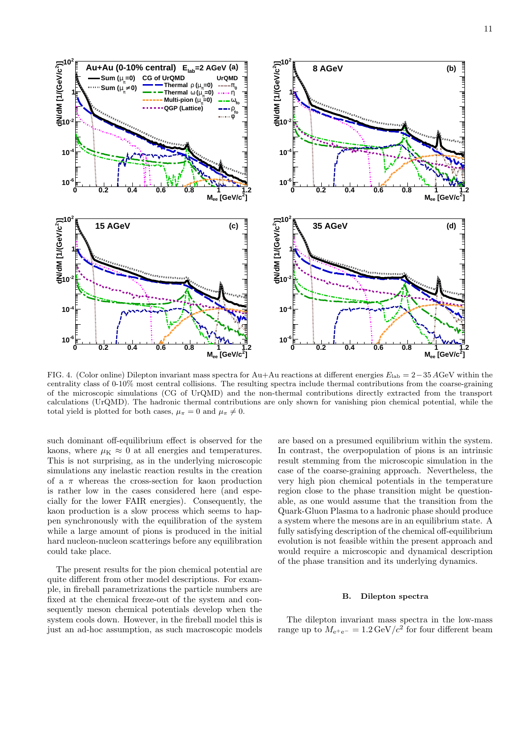FIG. 4. (Color online) Dilepton invariant mass spectra for Au+Au reactions at different energies $E_{\rm lab} = 2-35\,A$GeV within the centrality class of 0-10% most central collisions. The resulting spectra include thermal contributions from the coarse-graining of the microscopic simulations (CG of UrQMD) and the non-thermal contributions directly extracted from the transport calculations (UrQMD). The hadronic thermal contributions are only shown for vanishing pion chemical potential, while the total yield is plotted for both cases, $\mu_\pi = 0$ and $\mu_\pi \neq 0$.

such dominant off-equilibrium effect is observed for the kaons, where $\mu_{\rm K} \approx 0$ at all energies and temperatures. This is not surprising, as in the underlying microscopic simulations any inelastic reaction results in the creation of a $\pi$ whereas the cross-section for kaon production is rather low in the cases considered here (and especially for the lower FAIR energies). Consequently, the kaon production is a slow process which seems to happen synchronously with the equilibration of the system while a large amount of pions is produced in the initial hard nucleon-nucleon scatterings before any equilibration could take place.

The present results for the pion chemical potential are quite different from other model descriptions. For example, in fireball parametrizations the particle numbers are fixed at the chemical freeze-out of the system and consequently meson chemical potentials develop when the system cools down. However, in the fireball model this is just an ad-hoc assumption, as such macroscopic models are based on a presumed equilibrium within the system. In contrast, the overpopulation of pions is an intrinsic result stemming from the microscopic simulation in the case of the coarse-graining approach. Nevertheless, the very high pion chemical potentials in the temperature region close to the phase transition might be questionable, as one would assume that the transition from the Quark-Gluon Plasma to a hadronic phase should produce a system where the mesons are in an equilibrium state. A fully satisfying description of the chemical off-equilibrium evolution is not feasible within the present approach and would require a microscopic and dynamical description of the phase transition and its underlying dynamics.

### B. Dilepton spectra

The dilepton invariant mass spectra in the low-mass range up to $M_{\rm e^+e^-} = 1.2\,{\rm GeV}/c^2$ for four different beam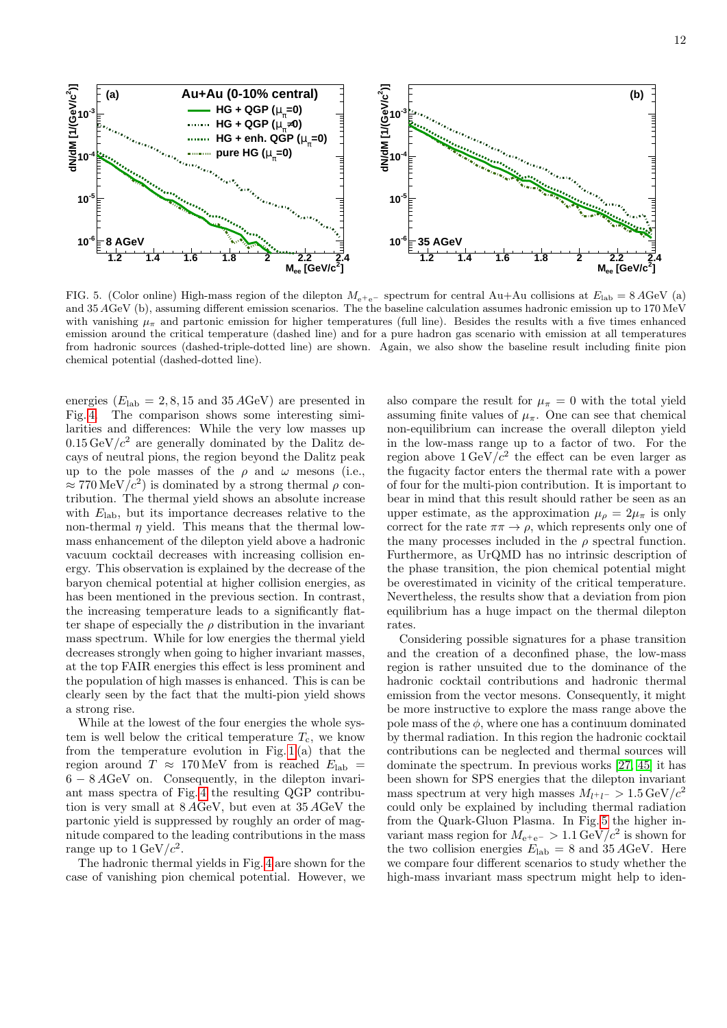FIG. 5. (Color online) High-mass region of the dilepton $M_{e^+e^-}$ spectrum for central Au+Au collisions at $E_{\rm lab} = 8\,A$GeV (a) and $35\,A$GeV (b), assuming different emission scenarios. The the baseline calculation assumes hadronic emission up to 170 MeV with vanishing $\mu_\pi$ and partonic emission for higher temperatures (full line). Besides the results with a five times enhanced emission around the critical temperature (dashed line) and for a pure hadron gas scenario with emission at all temperatures from hadronic sources (dashed-triple-dotted line) are shown. Again, we also show the baseline result including finite pion chemical potential (dashed-dotted line).

energies ($E_{\rm lab} = 2, 8, 15$ and $35\,A$GeV) are presented in Fig. 4. The comparison shows some interesting similarities and differences: While the very low masses up $0.15\,{\rm GeV}/c^2$ are generally dominated by the Dalitz decays of neutral pions, the region beyond the Dalitz peak up to the pole masses of the $\rho$ and $\omega$ mesons (i.e., $\approx 770\,{\rm MeV}/c^2$) is dominated by a strong thermal $\rho$ contribution. The thermal yield shows an absolute increase with $E_{\rm lab}$, but its importance decreases relative to the non-thermal $\eta$ yield. This means that the thermal low-mass enhancement of the dilepton yield above a hadronic vacuum cocktail decreases with increasing collision energy. This observation is explained by the decrease of the baryon chemical potential at higher collision energies, as has been mentioned in the previous section. In contrast, the increasing temperature leads to a significantly flatter shape of especially the $\rho$ distribution in the invariant mass spectrum. While for low energies the thermal yield decreases strongly when going to higher invariant masses, at the top FAIR energies this effect is less prominent and the population of high masses is enhanced. This is can be clearly seen by the fact that the multi-pion yield shows a strong rise.

While at the lowest of the four energies the whole system is well below the critical temperature $T_{\rm c}$, we know from the temperature evolution in Fig. 1 (a) that the region around $T \approx 170\,{\rm MeV}$ from is reached $E_{\rm lab} = 6 - 8\,A$GeV on. Consequently, in the dilepton invariant mass spectra of Fig. 4 the resulting QGP contribution is very small at $8\,A$GeV, but even at $35\,A$GeV the partonic yield is suppressed by roughly an order of magnitude compared to the leading contributions in the mass range up to $1\,{\rm GeV}/c^2$.

The hadronic thermal yields in Fig. 4 are shown for the case of vanishing pion chemical potential. However, we also compare the result for $\mu_\pi = 0$ with the total yield assuming finite values of $\mu_\pi$. One can see that chemical non-equilibrium can increase the overall dilepton yield in the low-mass range up to a factor of two. For the region above $1\,{\rm GeV}/c^2$ the effect can be even larger as the fugacity factor enters the thermal rate with a power of four for the multi-pion contribution. It is important to bear in mind that this result should rather be seen as an upper estimate, as the approximation $\mu_\rho = 2\mu_\pi$ is only correct for the rate $\pi\pi \rightarrow \rho$, which represents only one of the many processes included in the $\rho$ spectral function. Furthermore, as UrQMD has no intrinsic description of the phase transition, the pion chemical potential might be overestimated in vicinity of the critical temperature. Nevertheless, the results show that a deviation from pion equilibrium has a huge impact on the thermal dilepton rates.

Considering possible signatures for a phase transition and the creation of a deconfined phase, the low-mass region is rather unsuited due to the dominance of the hadronic cocktail contributions and hadronic thermal emission from the vector mesons. Consequently, it might be more instructive to explore the mass range above the pole mass of the $\phi$, where one has a continuum dominated by thermal radiation. In this region the hadronic cocktail contributions can be neglected and thermal sources will dominate the spectrum. In previous works [27, 45] it has been shown for SPS energies that the dilepton invariant mass spectrum at very high masses $M_{l^+l^-} > 1.5\,{\rm GeV}/c^2$ could only be explained by including thermal radiation from the Quark-Gluon Plasma. In Fig. 5 the higher invariant mass region for $M_{e^+e^-} > 1.1\,{\rm GeV}/c^2$ is shown for the two collision energies $E_{\rm lab} = 8$ and $35\,A$GeV. Here we compare four different scenarios to study whether the high-mass invariant mass spectrum might help to iden-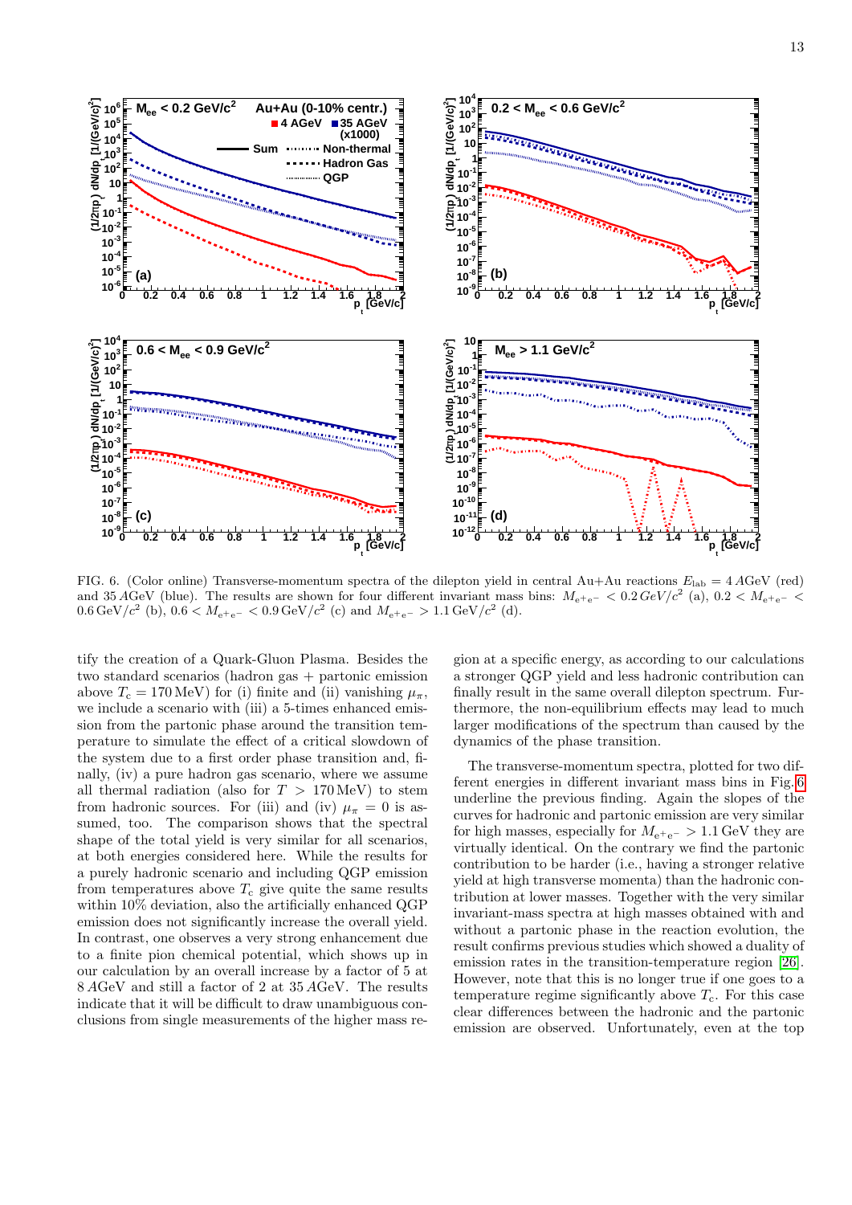FIG. 6. (Color online) Transverse-momentum spectra of the dilepton yield in central Au+Au reactions $E_{\rm lab} = 4\,A$GeV (red) and 35 $A$GeV (blue). The results are shown for four different invariant mass bins: $M_{e^+e^-} < 0.2\,GeV/c^2$ (a), $0.2 < M_{e^+e^-} < 0.6\,\text{GeV}/c^2$ (b), $0.6 < M_{e^+e^-} < 0.9\,\text{GeV}/c^2$ (c) and $M_{e^+e^-} > 1.1\,\text{GeV}/c^2$ (d).

tify the creation of a Quark-Gluon Plasma. Besides the two standard scenarios (hadron gas + partonic emission above $T_c = 170$ MeV) for (i) finite and (ii) vanishing $\mu_\pi$, we include a scenario with (iii) a 5-times enhanced emission from the partonic phase around the transition temperature to simulate the effect of a critical slowdown of the system due to a first order phase transition and, finally, (iv) a pure hadron gas scenario, where we assume all thermal radiation (also for $T > 170$ MeV) to stem from hadronic sources. For (iii) and (iv) $\mu_\pi = 0$ is assumed, too. The comparison shows that the spectral shape of the total yield is very similar for all scenarios, at both energies considered here. While the results for a purely hadronic scenario and including QGP emission from temperatures above $T_c$ give quite the same results within 10% deviation, also the artificially enhanced QGP emission does not significantly increase the overall yield. In contrast, one observes a very strong enhancement due to a finite pion chemical potential, which shows up in our calculation by an overall increase by a factor of 5 at 8 $A$GeV and still a factor of 2 at 35 $A$GeV. The results indicate that it will be difficult to draw unambiguous conclusions from single measurements of the higher mass region at a specific energy, as according to our calculations a stronger QGP yield and less hadronic contribution can finally result in the same overall dilepton spectrum. Furthermore, the non-equilibrium effects may lead to much larger modifications of the spectrum than caused by the dynamics of the phase transition.

The transverse-momentum spectra, plotted for two different energies in different invariant mass bins in Fig. 6 underline the previous finding. Again the slopes of the curves for hadronic and partonic emission are very similar for high masses, especially for $M_{e^+e^-} > 1.1$ GeV they are virtually identical. On the contrary we find the partonic contribution to be harder (i.e., having a stronger relative yield at high transverse momenta) than the hadronic contribution at lower masses. Together with the very similar invariant-mass spectra at high masses obtained with and without a partonic phase in the reaction evolution, the result confirms previous studies which showed a duality of emission rates in the transition-temperature region [26]. However, note that this is no longer true if one goes to a temperature regime significantly above $T_c$. For this case clear differences between the hadronic and the partonic emission are observed. Unfortunately, even at the top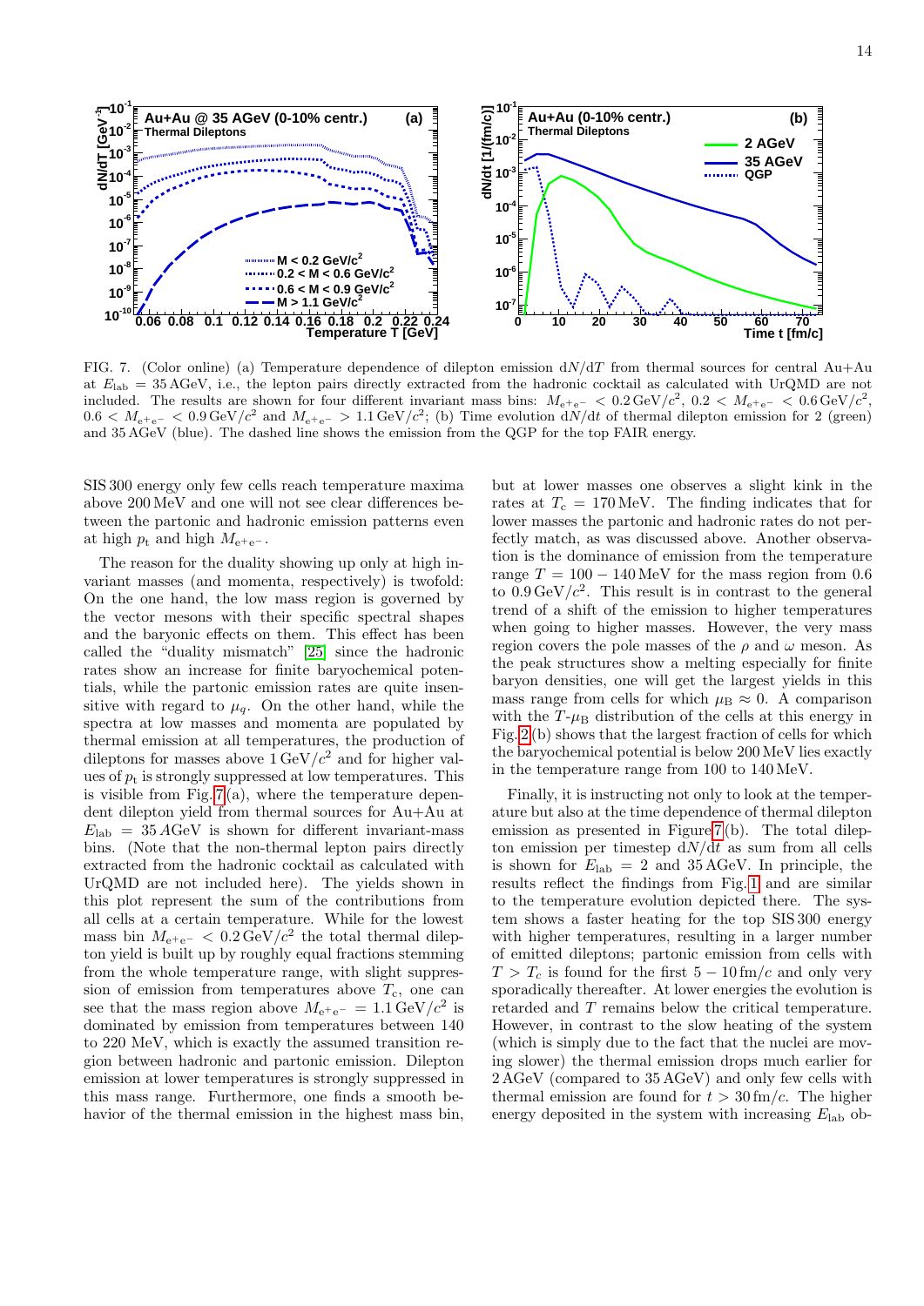FIG. 7. (Color online) (a) Temperature dependence of dilepton emission $dN/dT$ from thermal sources for central Au+Au at $E_{\mathrm{lab}} = 35$ AGeV, i.e., the lepton pairs directly extracted from the hadronic cocktail as calculated with UrQMD are not included. The results are shown for four different invariant mass bins: $M_{e^+e^-} < 0.2\,\mathrm{GeV}/c^2$, $0.2 < M_{e^+e^-} < 0.6\,\mathrm{GeV}/c^2$, $0.6 < M_{e^+e^-} < 0.9\,\mathrm{GeV}/c^2$ and $M_{e^+e^-} > 1.1\,\mathrm{GeV}/c^2$; (b) Time evolution $dN/dt$ of thermal dilepton emission for 2 (green) and 35 AGeV (blue). The dashed line shows the emission from the QGP for the top FAIR energy.

SIS 300 energy only few cells reach temperature maxima above 200 MeV and one will not see clear differences between the partonic and hadronic emission patterns even at high $p_t$ and high $M_{e^+e^-}$.

The reason for the duality showing up only at high invariant masses (and momenta, respectively) is twofold: On the one hand, the low mass region is governed by the vector mesons with their specific spectral shapes and the baryonic effects on them. This effect has been called the "duality mismatch" [25] since the hadronic rates show an increase for finite baryochemical potentials, while the partonic emission rates are quite insensitive with regard to $\mu_q$. On the other hand, while the spectra at low masses and momenta are populated by thermal emission at all temperatures, the production of dileptons for masses above $1\,\mathrm{GeV}/c^2$ and for higher values of $p_t$ is strongly suppressed at low temperatures. This is visible from Fig. 7(a), where the temperature dependent dilepton yield from thermal sources for Au+Au at $E_{\mathrm{lab}} = 35$ AGeV is shown for different invariant-mass bins. (Note that the non-thermal lepton pairs directly extracted from the hadronic cocktail as calculated with UrQMD are not included here). The yields shown in this plot represent the sum of the contributions from all cells at a certain temperature. While for the lowest mass bin $M_{e^+e^-} < 0.2\,\mathrm{GeV}/c^2$ the total thermal dilepton yield is built up by roughly equal fractions stemming from the whole temperature range, with slight suppression of emission from temperatures above $T_c$, one can see that the mass region above $M_{e^+e^-} = 1.1\,\mathrm{GeV}/c^2$ is dominated by emission from temperatures between 140 to 220 MeV, which is exactly the assumed transition region between hadronic and partonic emission. Dilepton emission at lower temperatures is strongly suppressed in this mass range. Furthermore, one finds a smooth behavior of the thermal emission in the highest mass bin, but at lower masses one observes a slight kink in the rates at $T_c = 170$ MeV. The finding indicates that for lower masses the partonic and hadronic rates do not perfectly match, as was discussed above. Another observation is the dominance of emission from the temperature range $T = 100 - 140$ MeV for the mass region from 0.6 to $0.9\,\mathrm{GeV}/c^2$. This result is in contrast to the general trend of a shift of the emission to higher temperatures when going to higher masses. However, the very mass region covers the pole masses of the $\rho$ and $\omega$ meson. As the peak structures show a melting especially for finite baryon densities, one will get the largest yields in this mass range from cells for which $\mu_{\mathrm{B}} \approx 0$. A comparison with the $T$-$\mu_{\mathrm{B}}$ distribution of the cells at this energy in Fig. 2(b) shows that the largest fraction of cells for which the baryochemical potential is below 200 MeV lies exactly in the temperature range from 100 to 140 MeV.

Finally, it is instructing not only to look at the temperature but also at the time dependence of the thermal dilepton emission as presented in Figure 7(b). The total dilepton emission per timestep $dN/dt$ as sum from all cells is shown for $E_{\mathrm{lab}} = 2$ and 35 AGeV. In principle, the results reflect the findings from Fig. 1 and are similar to the temperature evolution depicted there. The system shows a faster heating for the top SIS 300 energy with higher temperatures, resulting in a larger number of emitted dileptons; partonic emission from cells with $T > T_c$ is found for the first $5 - 10$ fm/$c$ and only very sporadically thereafter. At lower energies the evolution is retarded and $T$ remains below the critical temperature. However, in contrast to the slow heating of the system (which is simply due to the fact that the nuclei are moving slower) the thermal emission drops much earlier for 2 AGeV (compared to 35 AGeV) and only few cells with thermal emission are found for $t > 30$ fm/$c$. The higher energy deposited in the system with increasing $E_{\mathrm{lab}}$ ob-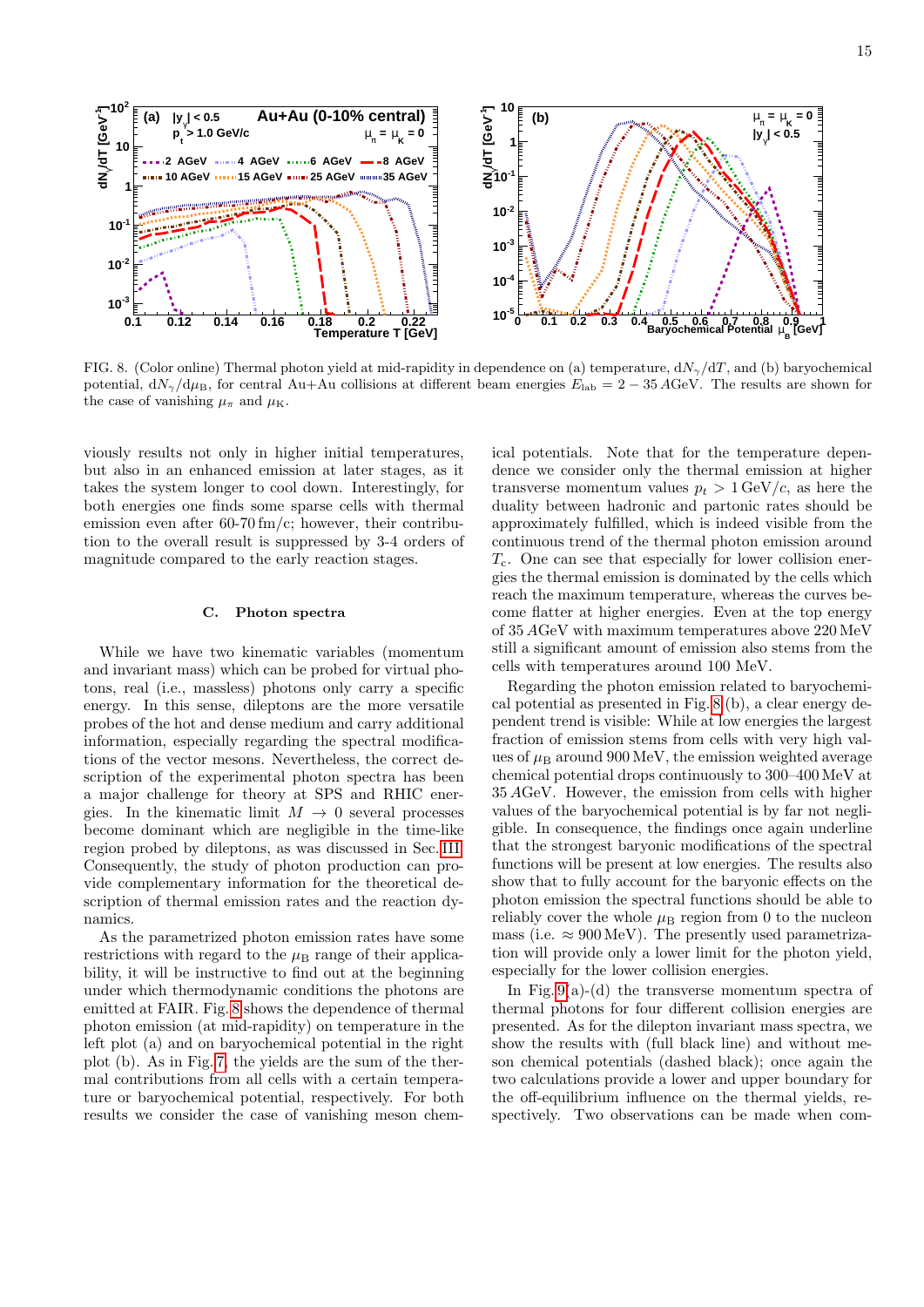FIG. 8. (Color online) Thermal photon yield at mid-rapidity in dependence on (a) temperature, $\mathrm{d}N_\gamma/\mathrm{d}T$, and (b) baryochemical potential, $\mathrm{d}N_\gamma/\mathrm{d}\mu_\mathrm{B}$, for central Au+Au collisions at different beam energies $E_\mathrm{lab} = 2 - 35\,A$GeV. The results are shown for the case of vanishing $\mu_\pi$ and $\mu_\mathrm{K}$.

viously results not only in higher initial temperatures, but also in an enhanced emission at later stages, as it takes the system longer to cool down. Interestingly, for both energies one finds some sparse cells with thermal emission even after 60-70 fm/$c$; however, their contribution to the overall result is suppressed by 3-4 orders of magnitude compared to the early reaction stages.

### C. Photon spectra

While we have two kinematic variables (momentum and invariant mass) which can be probed for virtual photons, real (i.e., massless) photons only carry a specific energy. In this sense, dileptons are the more versatile probes of the hot and dense medium and carry additional information, especially regarding the spectral modifications of the vector mesons. Nevertheless, the correct description of the experimental photon spectra has been a major challenge for theory at SPS and RHIC energies. In the kinematic limit $M \rightarrow 0$ several processes become dominant which are negligible in the time-like region probed by dileptons, as was discussed in Sec. III. Consequently, the study of photon production can provide complementary information for the theoretical description of thermal emission rates and the reaction dynamics.

As the parametrized photon emission rates have some restrictions with regard to the $\mu_\mathrm{B}$ range of their applicability, it will be instructive to find out at the beginning under which thermodynamic conditions the photons are emitted at FAIR. Fig. 8 shows the dependence of thermal photon emission (at mid-rapidity) on temperature in the left plot (a) and on baryochemical potential in the right plot (b). As in Fig. 7, the yields are the sum of the thermal contributions from all cells with a certain temperature or baryochemical potential, respectively. For both results we consider the case of vanishing meson chemical potentials. Note that for the temperature dependence we consider only the thermal emission at higher transverse momentum values $p_t > 1\,\mathrm{GeV}/c$, as here the duality between hadronic and partonic rates should be approximately fulfilled, which is indeed visible from the continuous trend of the thermal photon emission around $T_\mathrm{c}$. One can see that especially for lower collision energies the thermal emission is dominated by the cells which reach the maximum temperature, whereas the curves become flatter at higher energies. Even at the top energy of 35 $A$GeV with maximum temperatures above 220 MeV still a significant amount of emission also stems from the cells with temperatures around 100 MeV.

Regarding the photon emission related to baryochemical potential as presented in Fig. 8 (b), a clear energy dependent trend is visible: While at low energies the largest fraction of emission stems from cells with very high values of $\mu_\mathrm{B}$ around 900 MeV, the emission weighted average chemical potential drops continuously to 300–400 MeV at 35 $A$GeV. However, the emission from cells with higher values of the baryochemical potential is by far not negligible. In consequence, the findings once again underline that the strongest baryonic modifications of the spectral functions will be present at low energies. The results also show that to fully account for the baryonic effects on the photon emission the spectral functions should be able to reliably cover the whole $\mu_\mathrm{B}$ region from 0 to the nucleon mass (i.e. $\approx 900\,\mathrm{MeV}$). The presently used parametrization will provide only a lower limit for the photon yield, especially for the lower collision energies.

In Fig. 9 (a)-(d) the transverse momentum spectra of thermal photons for four different collision energies are presented. As for the dilepton invariant mass spectra, we show the results with (full black line) and without meson chemical potentials (dashed black); once again the two calculations provide a lower and upper boundary for the off-equilibrium influence on the thermal yields, respectively. Two observations can be made when com-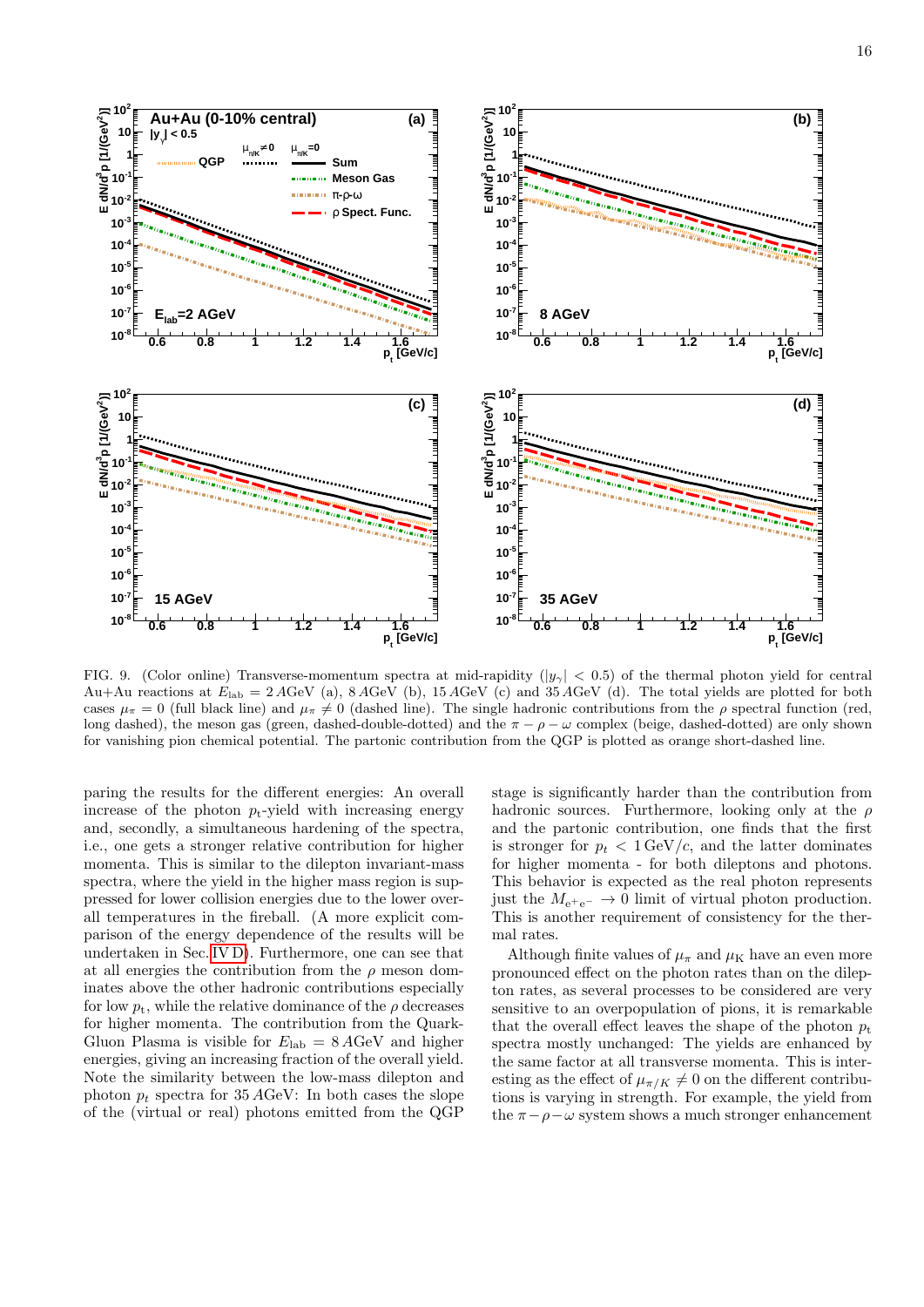FIG. 9. (Color online) Transverse-momentum spectra at mid-rapidity ($|y_\gamma| < 0.5$) of the thermal photon yield for central Au+Au reactions at $E_{\rm lab} = 2\,A$GeV (a), $8\,A$GeV (b), $15\,A$GeV (c) and $35\,A$GeV (d). The total yields are plotted for both cases $\mu_\pi = 0$ (full black line) and $\mu_\pi \neq 0$ (dashed line). The single hadronic contributions from the $\rho$ spectral function (red, long dashed), the meson gas (green, dashed-double-dotted) and the $\pi-\rho-\omega$ complex (beige, dashed-dotted) are only shown for vanishing pion chemical potential. The partonic contribution from the QGP is plotted as orange short-dashed line.

paring the results for the different energies: An overall increase of the photon $p_t$-yield with increasing energy and, secondly, a simultaneous hardening of the spectra, i.e., one gets a stronger relative contribution for higher momenta. This is similar to the dilepton invariant-mass spectra, where the yield in the higher mass region is suppressed for lower collision energies due to the lower overall temperatures in the fireball. (A more explicit comparison of the energy dependence of the results will be undertaken in Sec. IV D). Furthermore, one can see that at all energies the contribution from the $\rho$ meson dominates above the other hadronic contributions especially for low $p_t$, while the relative dominance of the $\rho$ decreases for higher momenta. The contribution from the Quark-Gluon Plasma is visible for $E_{\rm lab} = 8\,A$GeV and higher energies, giving an increasing fraction of the overall yield. Note the similarity between the low-mass dilepton and photon $p_t$ spectra for 35 $A$GeV: In both cases the slope of the (virtual or real) photons emitted from the QGP stage is significantly harder than the contribution from hadronic sources. Furthermore, looking only at the $\rho$ and the partonic contribution, one finds that the first is stronger for $p_t < 1\,{\rm GeV}/c$, and the latter dominates for higher momenta - for both dileptons and photons. This behavior is expected as the real photon represents just the $M_{e^+e^-} \to 0$ limit of virtual photon production. This is another requirement of consistency for the thermal rates.

Although finite values of $\mu_\pi$ and $\mu_{\rm K}$ have an even more pronounced effect on the photon rates than on the dilepton rates, as several processes to be considered are very sensitive to an overpopulation of pions, it is remarkable that the overall effect leaves the shape of the photon $p_{\rm t}$ spectra mostly unchanged: The yields are enhanced by the same factor at all transverse momenta. This is interesting as the effect of $\mu_{\pi/K} \neq 0$ on the different contributions is varying in strength. For example, the yield from the $\pi-\rho-\omega$ system shows a much stronger enhancement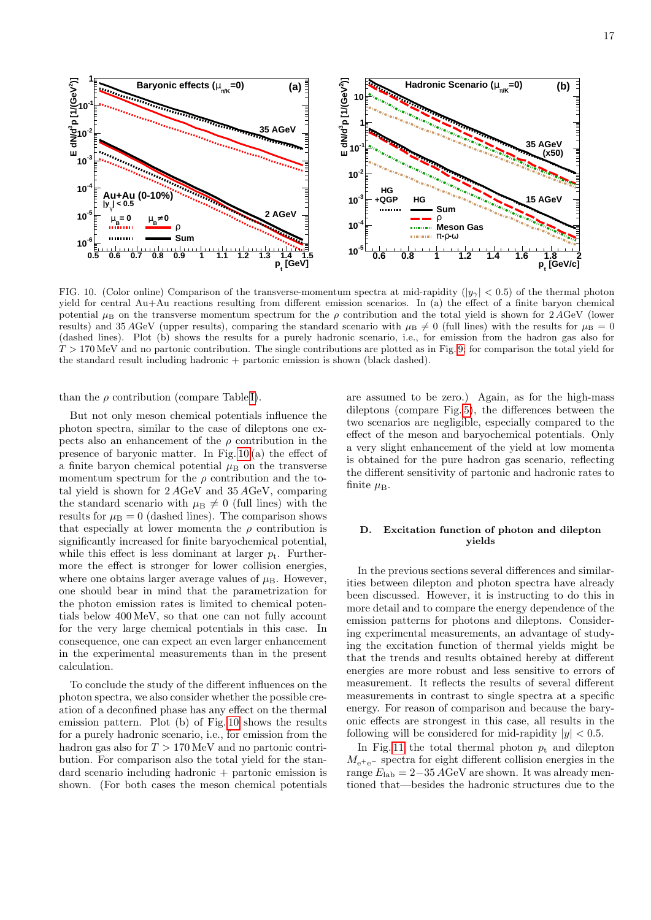FIG. 10. (Color online) Comparison of the transverse-momentum spectra at mid-rapidity ($|y_\gamma| < 0.5$) of the thermal photon yield for central Au+Au reactions resulting from different emission scenarios. In (a) the effect of a finite baryon chemical potential $\mu_B$ on the transverse momentum spectrum for the $\rho$ contribution and the total yield is shown for 2 *A*GeV (lower results) and 35 *A*GeV (upper results), comparing the standard scenario with $\mu_B \neq 0$ (full lines) with the results for $\mu_B = 0$ (dashed lines). Plot (b) shows the results for a purely hadronic scenario, i.e., for emission from the hadron gas also for $T > 170$ MeV and no partonic contribution. The single contributions are plotted as in Fig. 9; for comparison the total yield for the standard result including hadronic + partonic emission is shown (black dashed).

than the $\rho$ contribution (compare Table I).

But not only meson chemical potentials influence the photon spectra, similar to the case of dileptons one expects also an enhancement of the $\rho$ contribution in the presence of baryonic matter. In Fig. 10 (a) the effect of a finite baryon chemical potential $\mu_B$ on the transverse momentum spectrum for the $\rho$ contribution and the total yield is shown for 2 *A*GeV and 35 *A*GeV, comparing the standard scenario with $\mu_B \neq 0$ (full lines) with the results for $\mu_B = 0$ (dashed lines). The comparison shows that especially at lower momenta the $\rho$ contribution is significantly increased for finite baryochemical potential, while this effect is less dominant at larger $p_t$. Furthermore the effect is stronger for lower collision energies, where one obtains larger average values of $\mu_B$. However, one should bear in mind that the parametrization for the photon emission rates is limited to chemical potentials below 400 MeV, so that one can not fully account for the very large chemical potentials in this case. In consequence, one can expect an even larger enhancement in the experimental measurements than in the present calculation.

To conclude the study of the different influences on the photon spectra, we also consider whether the possible creation of a deconfined phase has any effect on the thermal emission pattern. Plot (b) of Fig. 10 shows the results for a purely hadronic scenario, i.e., for emission from the hadron gas also for $T > 170$ MeV and no partonic contribution. For comparison also the total yield for the standard scenario including hadronic + partonic emission is shown. (For both cases the meson chemical potentials are assumed to be zero.) Again, as for the high-mass dileptons (compare Fig. 5), the differences between the two scenarios are negligible, especially compared to the effect of the meson and baryochemical potentials. Only a very slight enhancement of the yield at low momenta is obtained for the pure hadron gas scenario, reflecting the different sensitivity of partonic and hadronic rates to finite $\mu_B$.

## D. Excitation function of photon and dilepton yields

In the previous sections several differences and similarities between dilepton and photon spectra have already been discussed. However, it is instructing to do this in more detail and to compare the energy dependence of the emission patterns for photons and dileptons. Considering experimental measurements, an advantage of studying the excitation function of thermal yields might be that the trends and results obtained hereby at different energies are more robust and less sensitive to errors of measurement. It reflects the results of several different measurements in contrast to single spectra at a specific energy. For reason of comparison and because the baryonic effects are strongest in this case, all results in the following will be considered for mid-rapidity $|y| < 0.5$.

In Fig. 11 the total thermal photon $p_t$ and dilepton $M_{e^+e^-}$ spectra for eight different collision energies in the range $E_{\mathrm{lab}} = 2{-}35$ *A*GeV are shown. It was already mentioned that—besides the hadronic structures due to the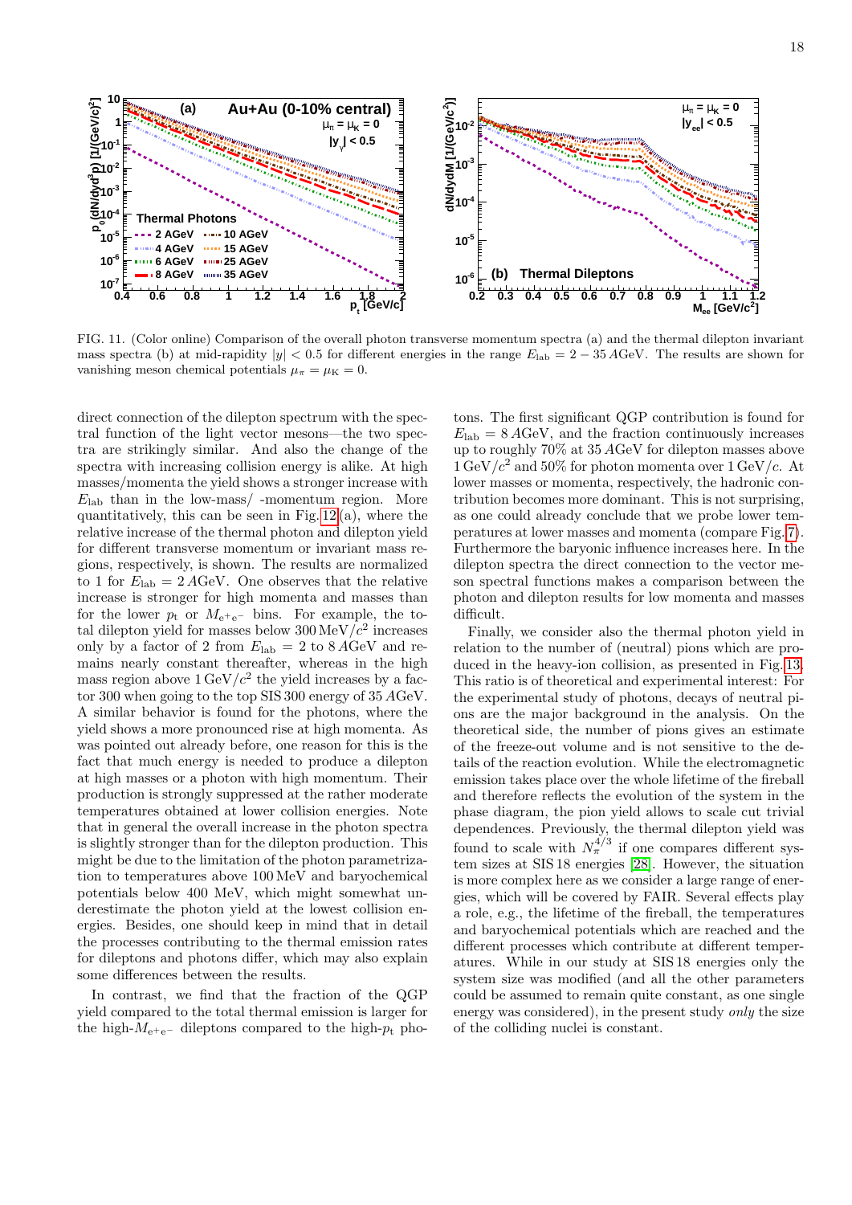FIG. 11. (Color online) Comparison of the overall photon transverse momentum spectra (a) and the thermal dilepton invariant mass spectra (b) at mid-rapidity $|y| < 0.5$ for different energies in the range $E_{\rm lab} = 2 - 35\,A$GeV. The results are shown for vanishing meson chemical potentials $\mu_\pi = \mu_{\rm K} = 0$.

direct connection of the dilepton spectrum with the spectral function of the light vector mesons—the two spectra are strikingly similar. And also the change of the spectra with increasing collision energy is alike. At high masses/momenta the yield shows a stronger increase with $E_{\rm lab}$ than in the low-mass/ -momentum region. More quantitatively, this can be seen in Fig. 12(a), where the relative increase of the thermal photon and dilepton yield for different transverse momentum or invariant mass regions, respectively, is shown. The results are normalized to 1 for $E_{\rm lab} = 2\,A$GeV. One observes that the relative increase is stronger for high momenta and masses than for the lower $p_{\rm t}$ or $M_{\rm e^+e^-}$ bins. For example, the total dilepton yield for masses below $300\,{\rm MeV}/c^2$ increases only by a factor of 2 from $E_{\rm lab} = 2$ to $8\,A$GeV and remains nearly constant thereafter, whereas in the high mass region above $1\,{\rm GeV}/c^2$ the yield increases by a factor 300 when going to the top SIS 300 energy of $35\,A$GeV. A similar behavior is found for the photons, where the yield shows a more pronounced rise at high momenta. As was pointed out already before, one reason for this is the fact that much energy is needed to produce a dilepton at high masses or a photon with high momentum. Their production is strongly suppressed at the rather moderate temperatures obtained at lower collision energies. Note that in general the overall increase in the photon spectra is slightly stronger than for the dilepton production. This might be due to the limitation of the photon parametrization to temperatures above 100 MeV and baryochemical potentials below 400 MeV, which might somewhat underestimate the photon yield at the lowest collision energies. Besides, one should keep in mind that in detail the processes contributing to the thermal emission rates for dileptons and photons differ, which may also explain some differences between the results.

In contrast, we find that the fraction of the QGP yield compared to the total thermal emission is larger for the high-$M_{\rm e^+e^-}$ dileptons compared to the high-$p_{\rm t}$ photons. The first significant QGP contribution is found for $E_{\rm lab} = 8\,A$GeV, and the fraction continuously increases up to roughly 70% at $35\,A$GeV for dilepton masses above $1\,{\rm GeV}/c^2$ and 50% for photon momenta over $1\,{\rm GeV}/c$. At lower masses or momenta, respectively, the hadronic contribution becomes more dominant. This is not surprising, as one could already conclude that we probe lower temperatures at lower masses and momenta (compare Fig. 7). Furthermore the baryonic influence increases here. In the dilepton spectra the direct connection to the vector meson spectral functions makes a comparison between the photon and dilepton results for low momenta and masses difficult.

Finally, we consider also the thermal photon yield in relation to the number of (neutral) pions which are produced in the heavy-ion collision, as presented in Fig. 13. This ratio is of theoretical and experimental interest: For the experimental study of photons, decays of neutral pions are the major background in the analysis. On the theoretical side, the number of pions gives an estimate of the freeze-out volume and is not sensitive to the details of the reaction evolution. While the electromagnetic emission takes place over the whole lifetime of the fireball and therefore reflects the evolution of the system in the phase diagram, the pion yield allows to scale cut trivial dependences. Previously, the thermal dilepton yield was found to scale with $N_\pi^{4/3}$ if one compares different system sizes at SIS 18 energies [28]. However, the situation is more complex here as we consider a large range of energies, which will be covered by FAIR. Several effects play a role, e.g., the lifetime of the fireball, the temperatures and baryochemical potentials which are reached and the different processes which contribute at different temperatures. While in our study at SIS 18 energies only the system size was modified (and all the other parameters could be assumed to remain quite constant, as one single energy was considered), in the present study *only* the size of the colliding nuclei is constant.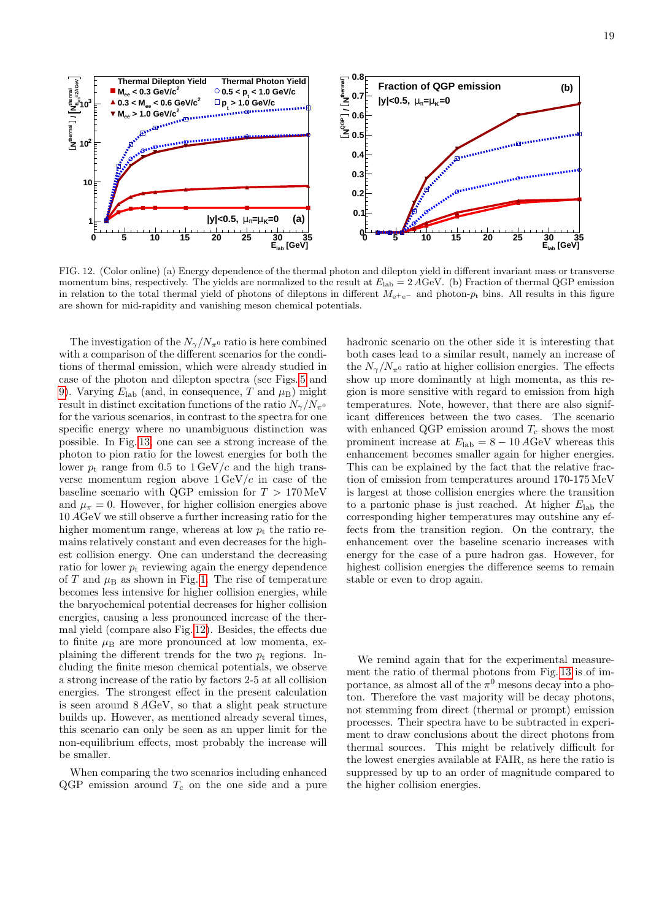FIG. 12. (Color online) (a) Energy dependence of the thermal photon and dilepton yield in different invariant mass or transverse momentum bins, respectively. The yields are normalized to the result at $E_{\rm lab} = 2\,A$GeV. (b) Fraction of thermal QGP emission in relation to the total thermal yield of photons of dileptons in different $M_{\rm e^+e^-}$ and photon-$p_{\rm t}$ bins. All results in this figure are shown for mid-rapidity and vanishing meson chemical potentials.

The investigation of the $N_\gamma/N_{\pi^0}$ ratio is here combined with a comparison of the different scenarios for the conditions of thermal emission, which were already studied in case of the photon and dilepton spectra (see Figs. 5 and 9). Varying $E_{\rm lab}$ (and, in consequence, $T$ and $\mu_{\rm B}$) might result in distinct excitation functions of the ratio $N_\gamma/N_{\pi^0}$ for the various scenarios, in contrast to the spectra for one specific energy where no unambiguous distinction was possible. In Fig. 13, one can see a strong increase of the photon to pion ratio for the lowest energies for both the lower $p_{\rm t}$ range from 0.5 to $1\,{\rm GeV}/c$ and the high transverse momentum region above $1\,{\rm GeV}/c$ in case of the baseline scenario with QGP emission for $T > 170\,{\rm MeV}$ and $\mu_\pi = 0$. However, for higher collision energies above $10\,A$GeV we still observe a further increasing ratio for the higher momentum range, whereas at low $p_{\rm t}$ the ratio remains relatively constant and even decreases for the highest collision energy. One can understand the decreasing ratio for lower $p_{\rm t}$ reviewing again the energy dependence of $T$ and $\mu_{\rm B}$ as shown in Fig. 1. The rise of temperature becomes less intensive for higher collision energies, while the baryochemical potential decreases for higher collision energies, causing a less pronounced increase of the thermal yield (compare also Fig. 12). Besides, the effects due to finite $\mu_{\rm B}$ are more pronounced at low momenta, explaining the different trends for the two $p_{\rm t}$ regions. Including the finite meson chemical potentials, we observe a strong increase of the ratio by factors 2-5 at all collision energies. The strongest effect in the present calculation is seen around $8\,A$GeV, so that a slight peak structure builds up. However, as mentioned already several times, this scenario can only be seen as an upper limit for the non-equilibrium effects, most probably the increase will be smaller.

When comparing the two scenarios including enhanced QGP emission around $T_{\rm c}$ on the one side and a pure hadronic scenario on the other side it is interesting that both cases lead to a similar result, namely an increase of the $N_\gamma/N_{\pi^0}$ ratio at higher collision energies. The effects show up more dominantly at high momenta, as this region is more sensitive with regard to emission from high temperatures. Note, however, that there are also significant differences between the two cases. The scenario with enhanced QGP emission around $T_{\rm c}$ shows the most prominent increase at $E_{\rm lab} = 8 - 10\,A$GeV whereas this enhancement becomes smaller again for higher energies. This can be explained by the fact that the relative fraction of emission from temperatures around 170-175 MeV is largest at those collision energies where the transition to a partonic phase is just reached. At higher $E_{\rm lab}$ the corresponding higher temperatures may outshine any effects from the transition region. On the contrary, the enhancement over the baseline scenario increases with energy for the case of a pure hadron gas. However, for highest collision energies the difference seems to remain stable or even to drop again.

We remind again that for the experimental measurement the ratio of thermal photons from Fig. 13 is of importance, as almost all of the $\pi^0$ mesons decay into a photon. Therefore the vast majority will be decay photons, not stemming from direct (thermal or prompt) emission processes. Their spectra have to be subtracted in experiment to draw conclusions about the direct photons from thermal sources. This might be relatively difficult for the lowest energies available at FAIR, as here the ratio is suppressed by up to an order of magnitude compared to the higher collision energies.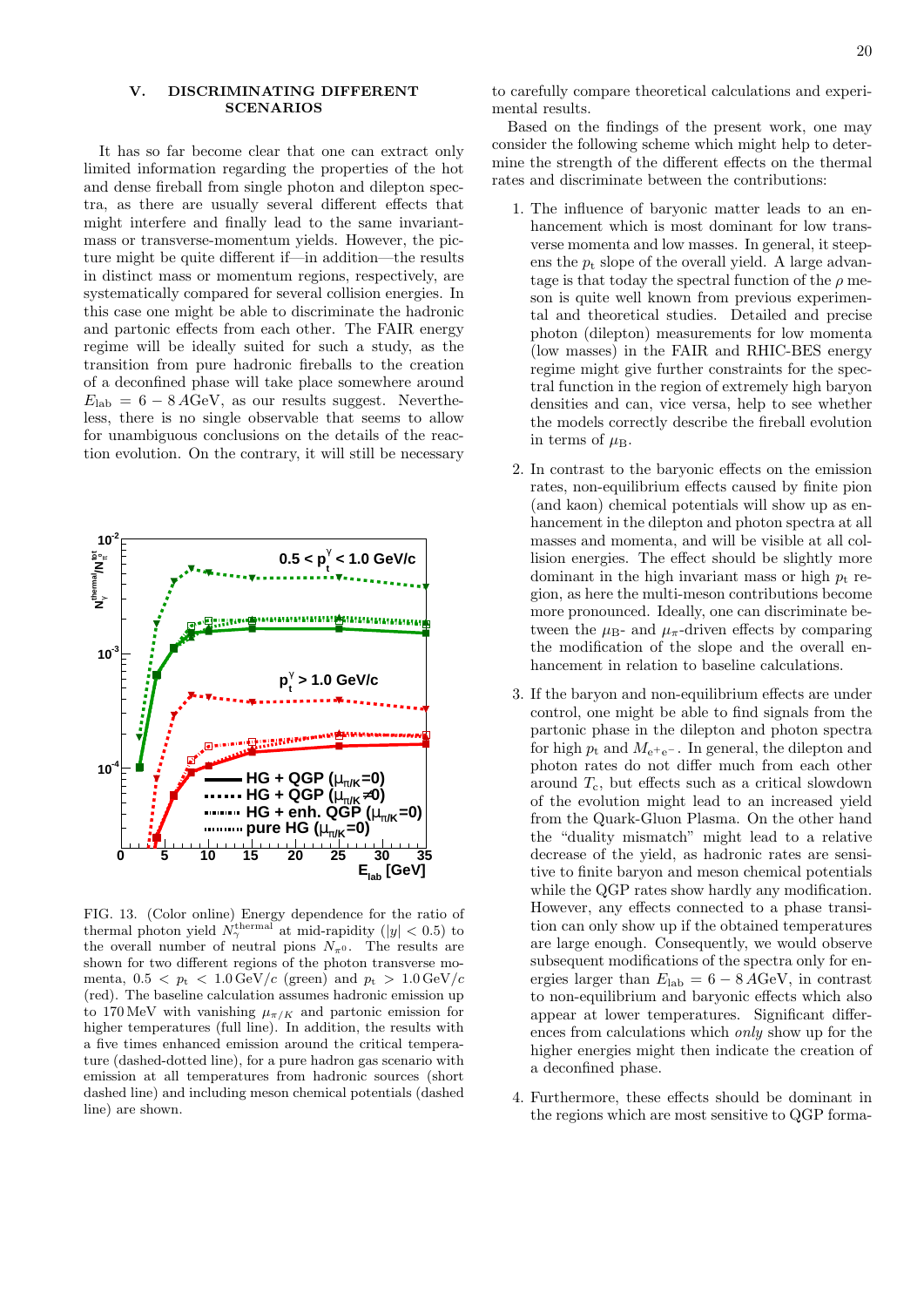## V. DISCRIMINATING DIFFERENT SCENARIOS

It has so far become clear that one can extract only limited information regarding the properties of the hot and dense fireball from single photon and dilepton spectra, as there are usually several different effects that might interfere and finally lead to the same invariant-mass or transverse-momentum yields. However, the picture might be quite different if—in addition—the results in distinct mass or momentum regions, respectively, are systematically compared for several collision energies. In this case one might be able to discriminate the hadronic and partonic effects from each other. The FAIR energy regime will be ideally suited for such a study, as the transition from pure hadronic fireballs to the creation of a deconfined phase will take place somewhere around $E_{\mathrm{lab}} = 6 - 8\,A$GeV, as our results suggest. Nevertheless, there is no single observable that seems to allow for unambiguous conclusions on the details of the reaction evolution. On the contrary, it will still be necessary to carefully compare theoretical calculations and experimental results.

FIG. 13. (Color online) Energy dependence for the ratio of thermal photon yield $N_{\gamma}^{\mathrm{thermal}}$ at mid-rapidity ($|y| < 0.5$) to the overall number of neutral pions $N_{\pi^0}$. The results are shown for two different regions of the photon transverse momenta, $0.5 < p_{\mathrm{t}} < 1.0\,\mathrm{GeV}/c$ (green) and $p_{\mathrm{t}} > 1.0\,\mathrm{GeV}/c$ (red). The baseline calculation assumes hadronic emission up to 170 MeV with vanishing $\mu_{\pi/K}$ and partonic emission for higher temperatures (full line). In addition, the results with a five times enhanced emission around the critical temperature (dashed-dotted line), for a pure hadron gas scenario with emission at all temperatures from hadronic sources (short dashed line) and including meson chemical potentials (dashed line) are shown.

Based on the findings of the present work, one may consider the following scheme which might help to determine the strength of the different effects on the thermal rates and discriminate between the contributions:

1. The influence of baryonic matter leads to an enhancement which is most dominant for low transverse momenta and low masses. In general, it steepens the $p_{\mathrm{t}}$ slope of the overall yield. A large advantage is that today the spectral function of the $\rho$ meson is quite well known from previous experimental and theoretical studies. Detailed and precise photon (dilepton) measurements for low momenta (low masses) in the FAIR and RHIC-BES energy regime might give further constraints for the spectral function in the region of extremely high baryon densities and can, vice versa, help to see whether the models correctly describe the fireball evolution in terms of $\mu_{\mathrm{B}}$.

2. In contrast to the baryonic effects on the emission rates, non-equilibrium effects caused by finite pion (and kaon) chemical potentials will show up as enhancement in the dilepton and photon spectra at all masses and momenta, and will be visible at all collision energies. The effect should be slightly more dominant in the high invariant mass or high $p_{\mathrm{t}}$ region, as here the multi-meson contributions become more pronounced. Ideally, one can discriminate between the $\mu_{\mathrm{B}}$- and $\mu_{\pi}$-driven effects by comparing the modification of the slope and the overall enhancement in relation to baseline calculations.

3. If the baryon and non-equilibrium effects are under control, one might be able to find signals from the partonic phase in the dilepton and photon spectra for high $p_{\mathrm{t}}$ and $M_{\mathrm{e^+e^-}}$. In general, the dilepton and photon rates do not differ much from each other around $T_{\mathrm{c}}$, but effects such as a critical slowdown of the evolution might lead to an increased yield from the Quark-Gluon Plasma. On the other hand the "duality mismatch" might lead to a relative decrease of the yield, as hadronic rates are sensitive to finite baryon and meson chemical potentials while the QGP rates show hardly any modification. However, any effects connected to a phase transition can only show up if the obtained temperatures are large enough. Consequently, we would observe subsequent modifications of the spectra only for energies larger than $E_{\mathrm{lab}} = 6 - 8\,A$GeV, in contrast to non-equilibrium and baryonic effects which also appear at lower temperatures. Significant differences from calculations which *only* show up for the higher energies might then indicate the creation of a deconfined phase.

4. Furthermore, these effects should be dominant in the regions which are most sensitive to QGP forma-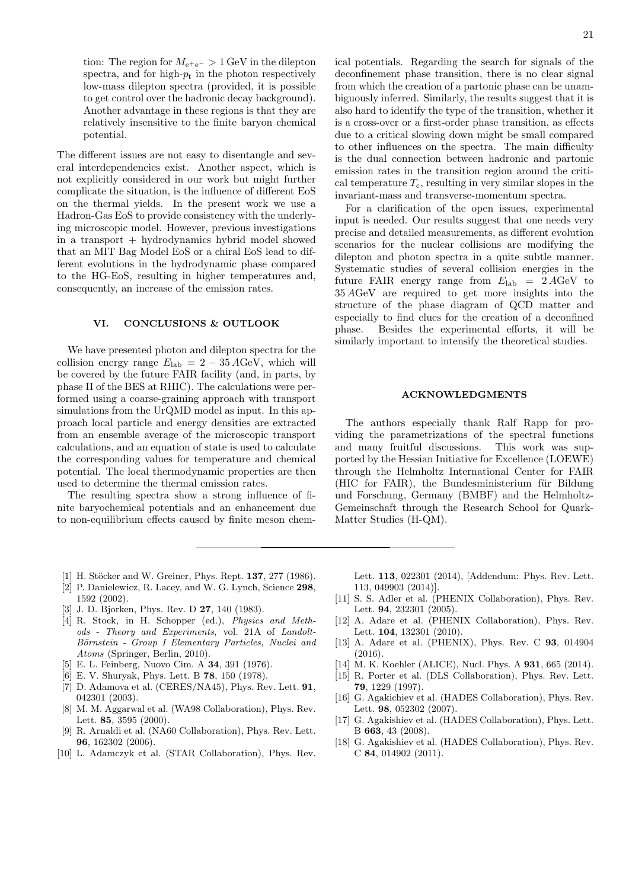tion: The region for $M_{e^+e^-} > 1\,\mathrm{GeV}$ in the dilepton spectra, and for high-$p_t$ in the photon respectively low-mass dilepton spectra (provided, it is possible to get control over the hadronic decay background). Another advantage in these regions is that they are relatively insensitive to the finite baryon chemical potential.

The different issues are not easy to disentangle and several interdependencies exist. Another aspect, which is not explicitly considered in our work but might further complicate the situation, is the influence of different EoS on the thermal yields. In the present work we use a Hadron-Gas EoS to provide consistency with the underlying microscopic model. However, previous investigations in a transport + hydrodynamics hybrid model showed that an MIT Bag Model EoS or a chiral EoS lead to different evolutions in the hydrodynamic phase compared to the HG-EoS, resulting in higher temperatures and, consequently, an increase of the emission rates.

## VI. CONCLUSIONS & OUTLOOK

We have presented photon and dilepton spectra for the collision energy range $E_{\mathrm{lab}} = 2 - 35\,A\mathrm{GeV}$, which will be covered by the future FAIR facility (and, in parts, by phase II of the BES at RHIC). The calculations were performed using a coarse-graining approach with transport simulations from the UrQMD model as input. In this approach local particle and energy densities are extracted from an ensemble average of the microscopic transport calculations, and an equation of state is used to calculate the corresponding values for temperature and chemical potential. The local thermodynamic properties are then used to determine the thermal emission rates.

The resulting spectra show a strong influence of finite baryochemical potentials and an enhancement due to non-equilibrium effects caused by finite meson chemical potentials. Regarding the search for signals of the deconfinement phase transition, there is no clear signal from which the creation of a partonic phase can be unambiguously inferred. Similarly, the results suggest that it is also hard to identify the type of the transition, whether it is a cross-over or a first-order phase transition, as effects due to a critical slowing down might be small compared to other influences on the spectra. The main difficulty is the dual connection between hadronic and partonic emission rates in the transition region around the critical temperature $T_c$, resulting in very similar slopes in the invariant-mass and transverse-momentum spectra.

For a clarification of the open issues, experimental input is needed. Our results suggest that one needs very precise and detailed measurements, as different evolution scenarios for the nuclear collisions are modifying the dilepton and photon spectra in a quite subtle manner. Systematic studies of several collision energies in the future FAIR energy range from $E_{\mathrm{lab}} = 2\,A\mathrm{GeV}$ to $35\,A\mathrm{GeV}$ are required to get more insights into the structure of the phase diagram of QCD matter and especially to find clues for the creation of a deconfined phase. Besides the experimental efforts, it will be similarly important to intensify the theoretical studies.

## ACKNOWLEDGMENTS

The authors especially thank Ralf Rapp for providing the parametrizations of the spectral functions and many fruitful discussions. This work was supported by the Hessian Initiative for Excellence (LOEWE) through the Helmholtz International Center for FAIR (HIC for FAIR), the Bundesministerium für Bildung und Forschung, Germany (BMBF) and the Helmholtz-Gemeinschaft through the Research School for Quark-Matter Studies (H-QM).

---

[1] H. Stöcker and W. Greiner, Phys. Rept. **137**, 277 (1986).

[2] P. Danielewicz, R. Lacey, and W. G. Lynch, Science **298**, 1592 (2002).

[3] J. D. Bjorken, Phys. Rev. D **27**, 140 (1983).

[4] R. Stock, in H. Schopper (ed.), *Physics and Methods - Theory and Experiments*, vol. 21A of *Landolt-Börnstein - Group I Elementary Particles, Nuclei and Atoms* (Springer, Berlin, 2010).

[5] E. L. Feinberg, Nuovo Cim. A **34**, 391 (1976).

[6] E. V. Shuryak, Phys. Lett. B **78**, 150 (1978).

[7] D. Adamova et al. (CERES/NA45), Phys. Rev. Lett. **91**, 042301 (2003).

[8] M. M. Aggarwal et al. (WA98 Collaboration), Phys. Rev. Lett. **85**, 3595 (2000).

[9] R. Arnaldi et al. (NA60 Collaboration), Phys. Rev. Lett. **96**, 162302 (2006).

[10] L. Adamczyk et al. (STAR Collaboration), Phys. Rev. Lett. **113**, 022301 (2014), [Addendum: Phys. Rev. Lett. 113, 049903 (2014)].

[11] S. S. Adler et al. (PHENIX Collaboration), Phys. Rev. Lett. **94**, 232301 (2005).

[12] A. Adare et al. (PHENIX Collaboration), Phys. Rev. Lett. **104**, 132301 (2010).

[13] A. Adare et al. (PHENIX), Phys. Rev. C **93**, 014904 (2016).

[14] M. K. Koehler (ALICE), Nucl. Phys. A **931**, 665 (2014).

[15] R. Porter et al. (DLS Collaboration), Phys. Rev. Lett. **79**, 1229 (1997).

[16] G. Agakichiev et al. (HADES Collaboration), Phys. Rev. Lett. **98**, 052302 (2007).

[17] G. Agakishiev et al. (HADES Collaboration), Phys. Lett. B **663**, 43 (2008).

[18] G. Agakishiev et al. (HADES Collaboration), Phys. Rev. C **84**, 014902 (2011).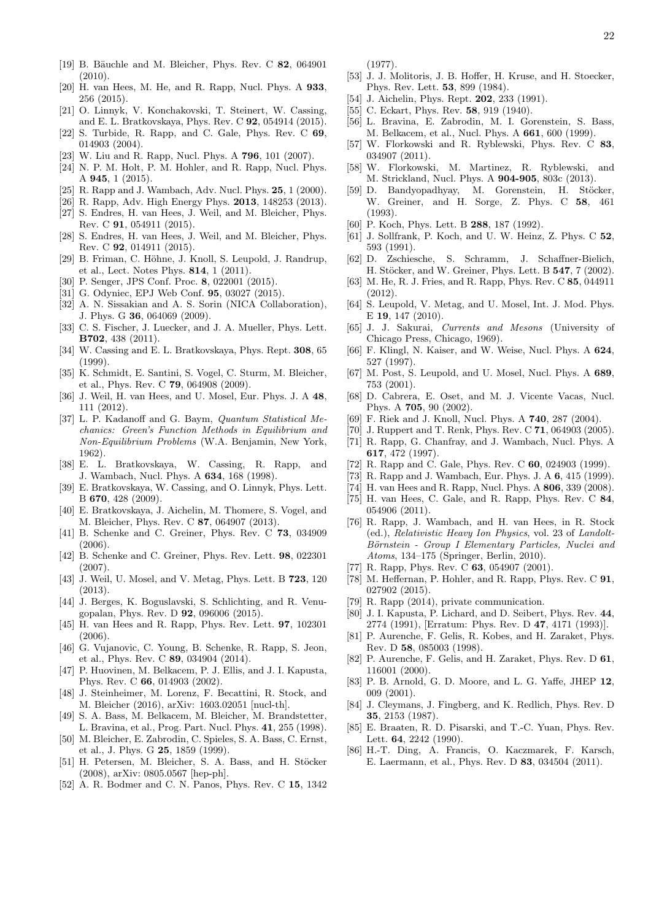[19] B. Bäuchle and M. Bleicher, Phys. Rev. C **82**, 064901 (2010).

[20] H. van Hees, M. He, and R. Rapp, Nucl. Phys. A **933**, 256 (2015).

[21] O. Linnyk, V. Konchakovski, T. Steinert, W. Cassing, and E. L. Bratkovskaya, Phys. Rev. C **92**, 054914 (2015).

[22] S. Turbide, R. Rapp, and C. Gale, Phys. Rev. C **69**, 014903 (2004).

[23] W. Liu and R. Rapp, Nucl. Phys. A **796**, 101 (2007).

[24] N. P. M. Holt, P. M. Hohler, and R. Rapp, Nucl. Phys. A **945**, 1 (2015).

[25] R. Rapp and J. Wambach, Adv. Nucl. Phys. **25**, 1 (2000).

[26] R. Rapp, Adv. High Energy Phys. **2013**, 148253 (2013).

[27] S. Endres, H. van Hees, J. Weil, and M. Bleicher, Phys. Rev. C **91**, 054911 (2015).

[28] S. Endres, H. van Hees, J. Weil, and M. Bleicher, Phys. Rev. C **92**, 014911 (2015).

[29] B. Friman, C. Höhne, J. Knoll, S. Leupold, J. Randrup, et al., Lect. Notes Phys. **814**, 1 (2011).

[30] P. Senger, JPS Conf. Proc. **8**, 022001 (2015).

[31] G. Odyniec, EPJ Web Conf. **95**, 03027 (2015).

[32] A. N. Sissakian and A. S. Sorin (NICA Collaboration), J. Phys. G **36**, 064069 (2009).

[33] C. S. Fischer, J. Luecker, and J. A. Mueller, Phys. Lett. **B702**, 438 (2011).

[34] W. Cassing and E. L. Bratkovskaya, Phys. Rept. **308**, 65 (1999).

[35] K. Schmidt, E. Santini, S. Vogel, C. Sturm, M. Bleicher, et al., Phys. Rev. C **79**, 064908 (2009).

[36] J. Weil, H. van Hees, and U. Mosel, Eur. Phys. J. A **48**, 111 (2012).

[37] L. P. Kadanoff and G. Baym, *Quantum Statistical Mechanics: Green's Function Methods in Equilibrium and Non-Equilibrium Problems* (W.A. Benjamin, New York, 1962).

[38] E. L. Bratkovskaya, W. Cassing, R. Rapp, and J. Wambach, Nucl. Phys. A **634**, 168 (1998).

[39] E. Bratkovskaya, W. Cassing, and O. Linnyk, Phys. Lett. B **670**, 428 (2009).

[40] E. Bratkovskaya, J. Aichelin, M. Thomere, S. Vogel, and M. Bleicher, Phys. Rev. C **87**, 064907 (2013).

[41] B. Schenke and C. Greiner, Phys. Rev. C **73**, 034909 (2006).

[42] B. Schenke and C. Greiner, Phys. Rev. Lett. **98**, 022301 (2007).

[43] J. Weil, U. Mosel, and V. Metag, Phys. Lett. B **723**, 120 (2013).

[44] J. Berges, K. Boguslavski, S. Schlichting, and R. Venugopalan, Phys. Rev. D **92**, 096006 (2015).

[45] H. van Hees and R. Rapp, Phys. Rev. Lett. **97**, 102301 (2006).

[46] G. Vujanovic, C. Young, B. Schenke, R. Rapp, S. Jeon, et al., Phys. Rev. C **89**, 034904 (2014).

[47] P. Huovinen, M. Belkacem, P. J. Ellis, and J. I. Kapusta, Phys. Rev. C **66**, 014903 (2002).

[48] J. Steinheimer, M. Lorenz, F. Becattini, R. Stock, and M. Bleicher (2016), arXiv: 1603.02051 [nucl-th].

[49] S. A. Bass, M. Belkacem, M. Bleicher, M. Brandstetter, L. Bravina, et al., Prog. Part. Nucl. Phys. **41**, 255 (1998).

[50] M. Bleicher, E. Zabrodin, C. Spieles, S. A. Bass, C. Ernst, et al., J. Phys. G **25**, 1859 (1999).

[51] H. Petersen, M. Bleicher, S. A. Bass, and H. Stöcker (2008), arXiv: 0805.0567 [hep-ph].

[52] A. R. Bodmer and C. N. Panos, Phys. Rev. C **15**, 1342 (1977).

[53] J. J. Molitoris, J. B. Hoffer, H. Kruse, and H. Stoecker, Phys. Rev. Lett. **53**, 899 (1984).

[54] J. Aichelin, Phys. Rept. **202**, 233 (1991).

[55] C. Eckart, Phys. Rev. **58**, 919 (1940).

[56] L. Bravina, E. Zabrodin, M. I. Gorenstein, S. Bass, M. Belkacem, et al., Nucl. Phys. A **661**, 600 (1999).

[57] W. Florkowski and R. Ryblewski, Phys. Rev. C **83**, 034907 (2011).

[58] W. Florkowski, M. Martinez, R. Ryblewski, and M. Strickland, Nucl. Phys. A **904-905**, 803c (2013).

[59] D. Bandyopadhyay, M. Gorenstein, H. Stöcker, W. Greiner, and H. Sorge, Z. Phys. C **58**, 461 (1993).

[60] P. Koch, Phys. Lett. B **288**, 187 (1992).

[61] J. Sollfrank, P. Koch, and U. W. Heinz, Z. Phys. C **52**, 593 (1991).

[62] D. Zschiesche, S. Schramm, J. Schaffner-Bielich, H. Stöcker, and W. Greiner, Phys. Lett. B **547**, 7 (2002).

[63] M. He, R. J. Fries, and R. Rapp, Phys. Rev. C **85**, 044911 (2012).

[64] S. Leupold, V. Metag, and U. Mosel, Int. J. Mod. Phys. E **19**, 147 (2010).

[65] J. J. Sakurai, *Currents and Mesons* (University of Chicago Press, Chicago, 1969).

[66] F. Klingl, N. Kaiser, and W. Weise, Nucl. Phys. A **624**, 527 (1997).

[67] M. Post, S. Leupold, and U. Mosel, Nucl. Phys. A **689**, 753 (2001).

[68] D. Cabrera, E. Oset, and M. J. Vicente Vacas, Nucl. Phys. A **705**, 90 (2002).

[69] F. Riek and J. Knoll, Nucl. Phys. A **740**, 287 (2004).

[70] J. Ruppert and T. Renk, Phys. Rev. C **71**, 064903 (2005).

[71] R. Rapp, G. Chanfray, and J. Wambach, Nucl. Phys. A **617**, 472 (1997).

[72] R. Rapp and C. Gale, Phys. Rev. C **60**, 024903 (1999).

[73] R. Rapp and J. Wambach, Eur. Phys. J. A **6**, 415 (1999).

[74] H. van Hees and R. Rapp, Nucl. Phys. A **806**, 339 (2008).

[75] H. van Hees, C. Gale, and R. Rapp, Phys. Rev. C **84**, 054906 (2011).

[76] R. Rapp, J. Wambach, and H. van Hees, in R. Stock (ed.), *Relativistic Heavy Ion Physics*, vol. 23 of *Landolt-Börnstein - Group I Elementary Particles, Nuclei and Atoms*, 134–175 (Springer, Berlin, 2010).

[77] R. Rapp, Phys. Rev. C **63**, 054907 (2001).

[78] M. Heffernan, P. Hohler, and R. Rapp, Phys. Rev. C **91**, 027902 (2015).

[79] R. Rapp (2014), private communication.

[80] J. I. Kapusta, P. Lichard, and D. Seibert, Phys. Rev. **44**, 2774 (1991), [Erratum: Phys. Rev. D **47**, 4171 (1993)].

[81] P. Aurenche, F. Gelis, R. Kobes, and H. Zaraket, Phys. Rev. D **58**, 085003 (1998).

[82] P. Aurenche, F. Gelis, and H. Zaraket, Phys. Rev. D **61**, 116001 (2000).

[83] P. B. Arnold, G. D. Moore, and L. G. Yaffe, JHEP **12**, 009 (2001).

[84] J. Cleymans, J. Fingberg, and K. Redlich, Phys. Rev. D **35**, 2153 (1987).

[85] E. Braaten, R. D. Pisarski, and T.-C. Yuan, Phys. Rev. Lett. **64**, 2242 (1990).

[86] H.-T. Ding, A. Francis, O. Kaczmarek, F. Karsch, E. Laermann, et al., Phys. Rev. D **83**, 034504 (2011).